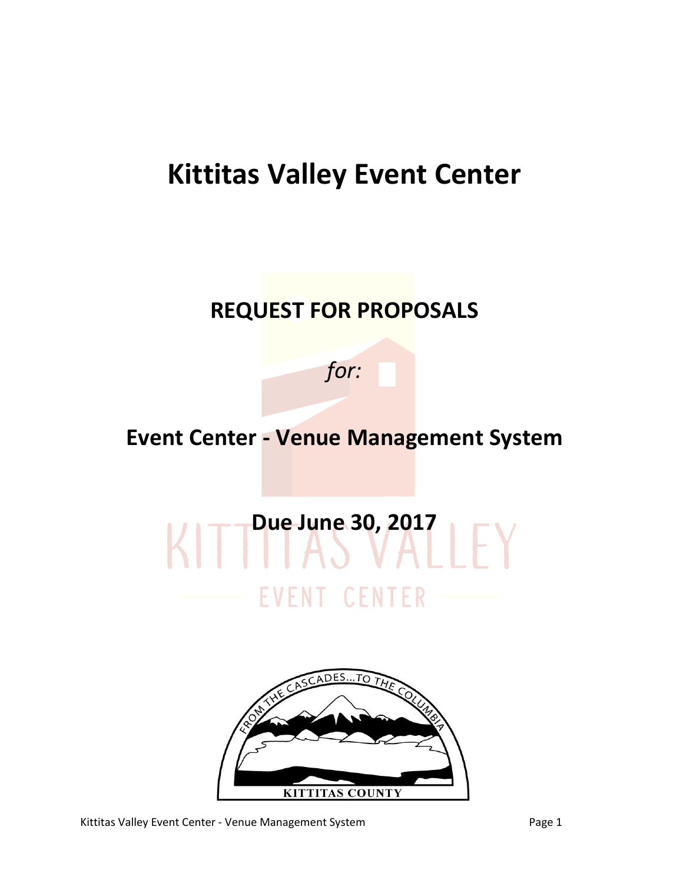# Kittitas Valley Event Center

## REQUEST FOR PROPOSALS

*for:*

## Event Center - Venue Management System

## Due June 30, 2017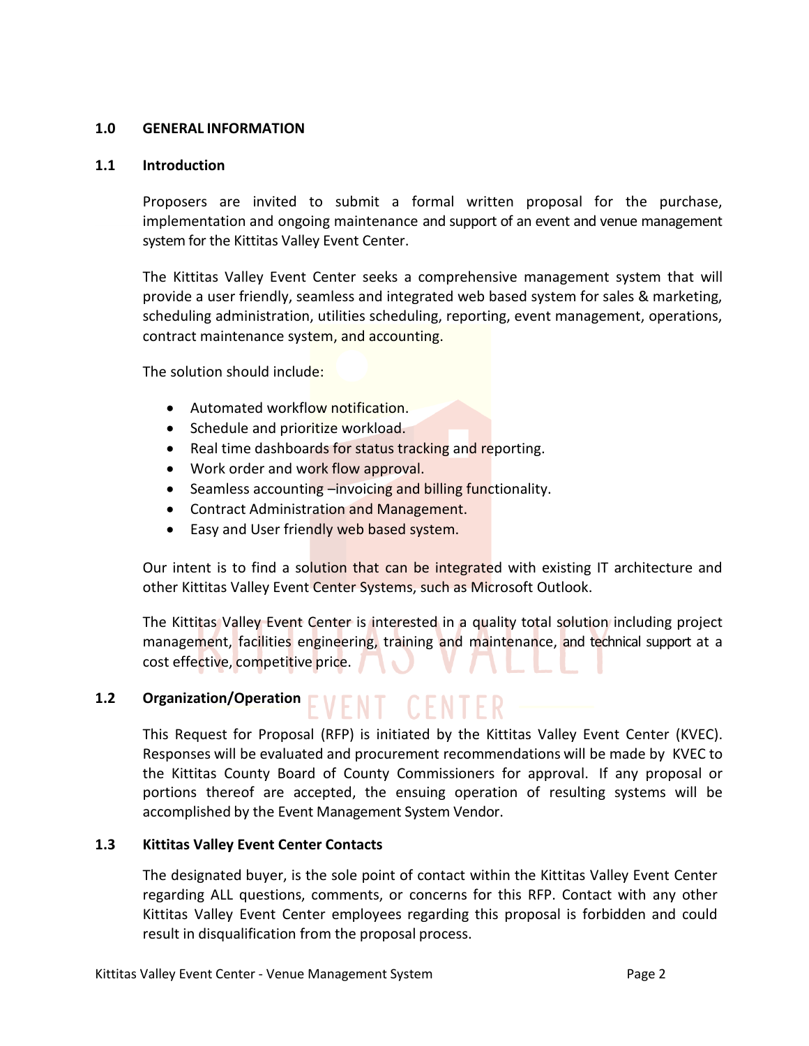## 1.0 GENERAL INFORMATION

### 1.1 Introduction

Proposers are invited to submit a formal written proposal for the purchase, implementation and ongoing maintenance and support of an event and venue management system for the Kittitas Valley Event Center.

The Kittitas Valley Event Center seeks a comprehensive management system that will provide a user friendly, seamless and integrated web based system for sales & marketing, scheduling administration, utilities scheduling, reporting, event management, operations, contract maintenance system, and accounting.

The solution should include:

- Automated workflow notification.
- Schedule and prioritize workload.
- Real time dashboards for status tracking and reporting.
- Work order and work flow approval.
- Seamless accounting –invoicing and billing functionality.
- Contract Administration and Management.
- Easy and User friendly web based system.

Our intent is to find a solution that can be integrated with existing IT architecture and other Kittitas Valley Event Center Systems, such as Microsoft Outlook.

The Kittitas Valley Event Center is interested in a quality total solution including project management, facilities engineering, training and maintenance, and technical support at a cost effective, competitive price.

### 1.2 Organization/Operation

This Request for Proposal (RFP) is initiated by the Kittitas Valley Event Center (KVEC). Responses will be evaluated and procurement recommendations will be made by KVEC to the Kittitas County Board of County Commissioners for approval. If any proposal or portions thereof are accepted, the ensuing operation of resulting systems will be accomplished by the Event Management System Vendor.

### 1.3 Kittitas Valley Event Center Contacts

The designated buyer, is the sole point of contact within the Kittitas Valley Event Center regarding ALL questions, comments, or concerns for this RFP. Contact with any other Kittitas Valley Event Center employees regarding this proposal is forbidden and could result in disqualification from the proposal process.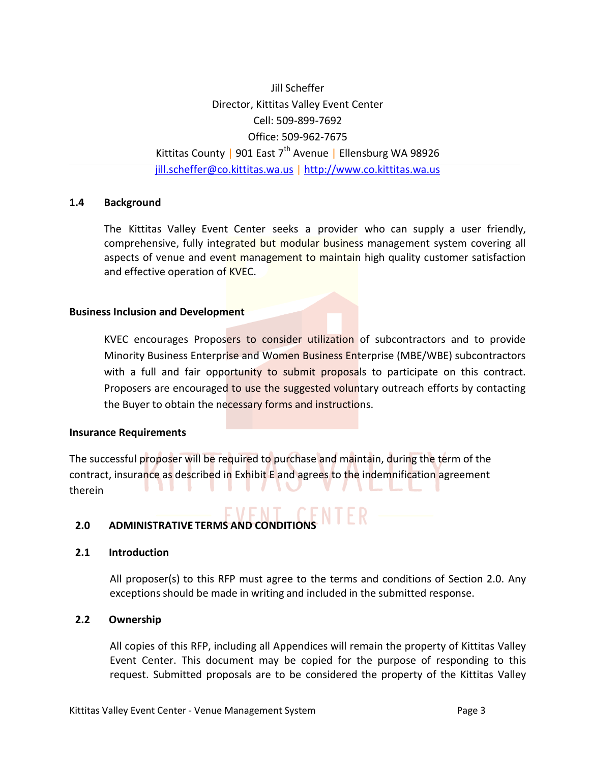Jill Scheffer
Director, Kittitas Valley Event Center
Cell: 509-899-7692
Office: 509-962-7675
Kittitas County | 901 East 7th Avenue | Ellensburg WA 98926
jill.scheffer@co.kittitas.wa.us | http://www.co.kittitas.wa.us

### 1.4 Background

The Kittitas Valley Event Center seeks a provider who can supply a user friendly, comprehensive, fully integrated but modular business management system covering all aspects of venue and event management to maintain high quality customer satisfaction and effective operation of KVEC.

### Business Inclusion and Development

KVEC encourages Proposers to consider utilization of subcontractors and to provide Minority Business Enterprise and Women Business Enterprise (MBE/WBE) subcontractors with a full and fair opportunity to submit proposals to participate on this contract. Proposers are encouraged to use the suggested voluntary outreach efforts by contacting the Buyer to obtain the necessary forms and instructions.

### Insurance Requirements

The successful proposer will be required to purchase and maintain, during the term of the contract, insurance as described in Exhibit E and agrees to the indemnification agreement therein

## 2.0 ADMINISTRATIVE TERMS AND CONDITIONS

### 2.1 Introduction

All proposer(s) to this RFP must agree to the terms and conditions of Section 2.0. Any exceptions should be made in writing and included in the submitted response.

### 2.2 Ownership

All copies of this RFP, including all Appendices will remain the property of Kittitas Valley Event Center. This document may be copied for the purpose of responding to this request. Submitted proposals are to be considered the property of the Kittitas Valley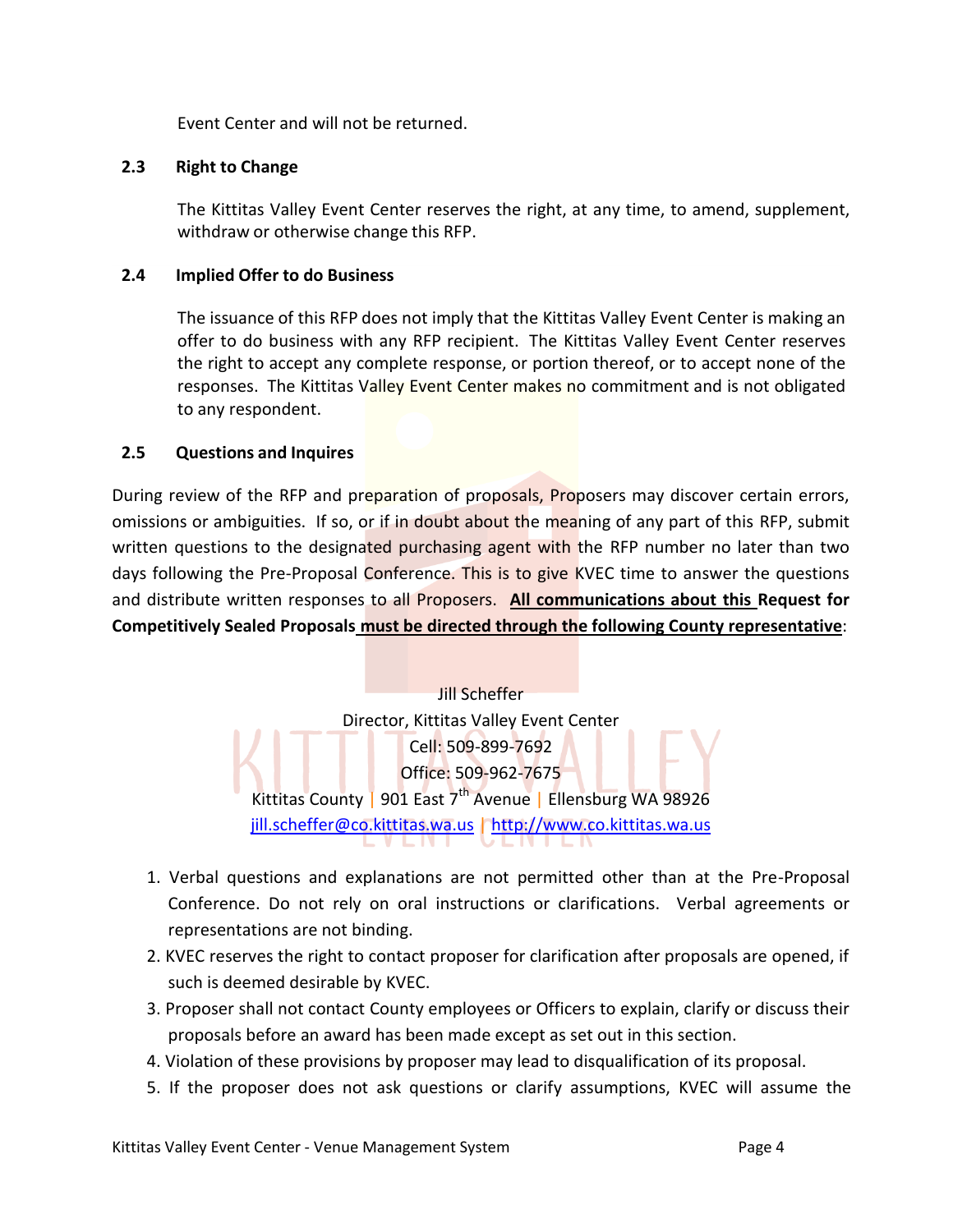Event Center and will not be returned.

### 2.3 Right to Change

The Kittitas Valley Event Center reserves the right, at any time, to amend, supplement, withdraw or otherwise change this RFP.

### 2.4 Implied Offer to do Business

The issuance of this RFP does not imply that the Kittitas Valley Event Center is making an offer to do business with any RFP recipient. The Kittitas Valley Event Center reserves the right to accept any complete response, or portion thereof, or to accept none of the responses. The Kittitas Valley Event Center makes no commitment and is not obligated to any respondent.

### 2.5 Questions and Inquires

During review of the RFP and preparation of proposals, Proposers may discover certain errors, omissions or ambiguities. If so, or if in doubt about the meaning of any part of this RFP, submit written questions to the designated purchasing agent with the RFP number no later than two days following the Pre-Proposal Conference. This is to give KVEC time to answer the questions and distribute written responses to all Proposers. **All communications about this Request for Competitively Sealed Proposals must be directed through the following County representative**:

Jill Scheffer
Director, Kittitas Valley Event Center
Cell: 509-899-7692
Office: 509-962-7675
Kittitas County | 901 East 7th Avenue | Ellensburg WA 98926
jill.scheffer@co.kittitas.wa.us | http://www.co.kittitas.wa.us

1. Verbal questions and explanations are not permitted other than at the Pre-Proposal Conference. Do not rely on oral instructions or clarifications. Verbal agreements or representations are not binding.
2. KVEC reserves the right to contact proposer for clarification after proposals are opened, if such is deemed desirable by KVEC.
3. Proposer shall not contact County employees or Officers to explain, clarify or discuss their proposals before an award has been made except as set out in this section.
4. Violation of these provisions by proposer may lead to disqualification of its proposal.
5. If the proposer does not ask questions or clarify assumptions, KVEC will assume the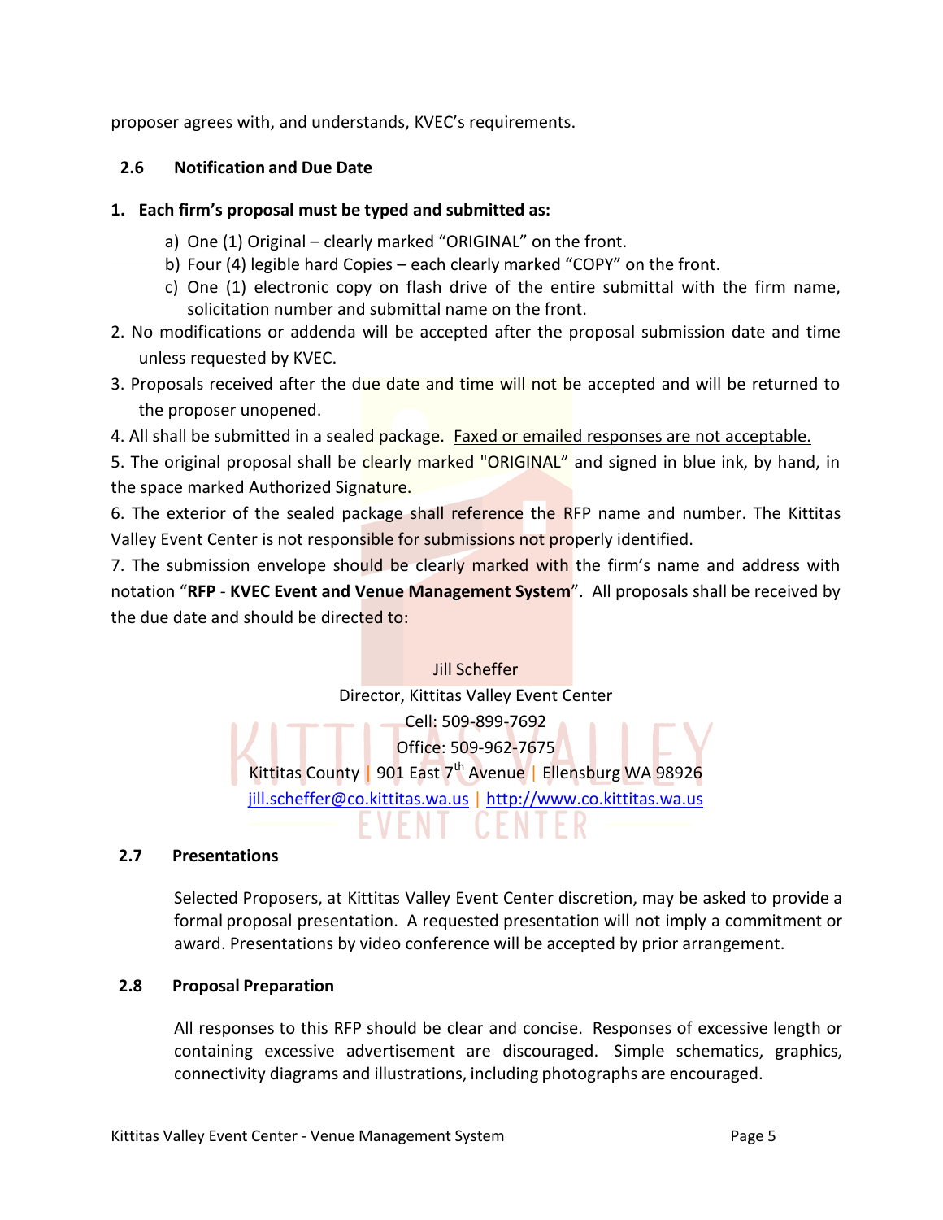proposer agrees with, and understands, KVEC's requirements.

### 2.6 Notification and Due Date

**1. Each firm's proposal must be typed and submitted as:**

a) One (1) Original – clearly marked "ORIGINAL" on the front.
b) Four (4) legible hard Copies – each clearly marked "COPY" on the front.
c) One (1) electronic copy on flash drive of the entire submittal with the firm name, solicitation number and submittal name on the front.

2. No modifications or addenda will be accepted after the proposal submission date and time unless requested by KVEC.

3. Proposals received after the due date and time will not be accepted and will be returned to the proposer unopened.

4. All shall be submitted in a sealed package. Faxed or emailed responses are not acceptable.

5. The original proposal shall be clearly marked "ORIGINAL" and signed in blue ink, by hand, in the space marked Authorized Signature.

6. The exterior of the sealed package shall reference the RFP name and number. The Kittitas Valley Event Center is not responsible for submissions not properly identified.

7. The submission envelope should be clearly marked with the firm's name and address with notation "**RFP** - **KVEC Event and Venue Management System**". All proposals shall be received by the due date and should be directed to:

Jill Scheffer
Director, Kittitas Valley Event Center
Cell: 509-899-7692
Office: 509-962-7675
Kittitas County | 901 East 7th Avenue | Ellensburg WA 98926
jill.scheffer@co.kittitas.wa.us | http://www.co.kittitas.wa.us

### 2.7 Presentations

Selected Proposers, at Kittitas Valley Event Center discretion, may be asked to provide a formal proposal presentation. A requested presentation will not imply a commitment or award. Presentations by video conference will be accepted by prior arrangement.

### 2.8 Proposal Preparation

All responses to this RFP should be clear and concise. Responses of excessive length or containing excessive advertisement are discouraged. Simple schematics, graphics, connectivity diagrams and illustrations, including photographs are encouraged.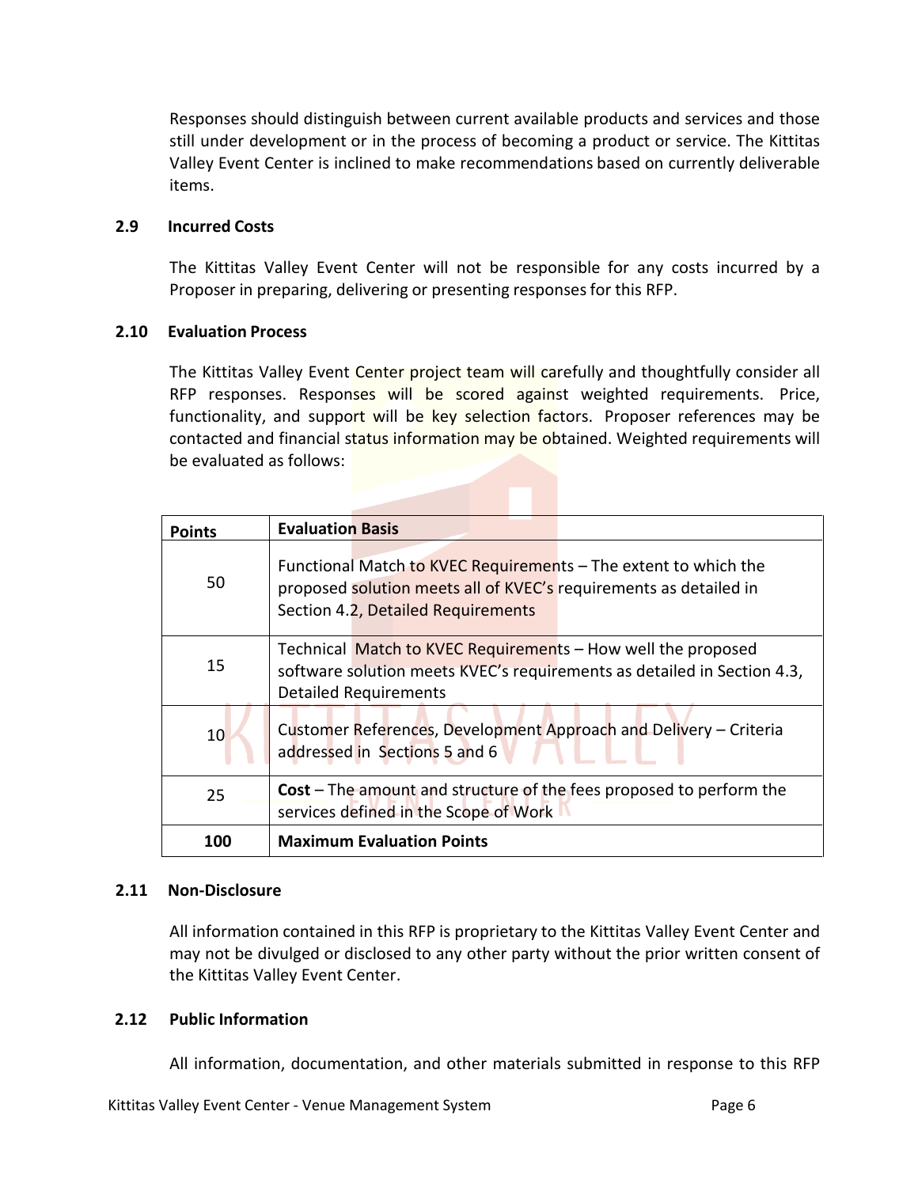Responses should distinguish between current available products and services and those still under development or in the process of becoming a product or service. The Kittitas Valley Event Center is inclined to make recommendations based on currently deliverable items.

### 2.9 Incurred Costs

The Kittitas Valley Event Center will not be responsible for any costs incurred by a Proposer in preparing, delivering or presenting responses for this RFP.

### 2.10 Evaluation Process

The Kittitas Valley Event Center project team will carefully and thoughtfully consider all RFP responses. Responses will be scored against weighted requirements. Price, functionality, and support will be key selection factors. Proposer references may be contacted and financial status information may be obtained. Weighted requirements will be evaluated as follows:

| Points | Evaluation Basis |
|---|---|
| 50 | Functional Match to KVEC Requirements – The extent to which the proposed solution meets all of KVEC's requirements as detailed in Section 4.2, Detailed Requirements |
| 15 | Technical Match to KVEC Requirements – How well the proposed software solution meets KVEC's requirements as detailed in Section 4.3, Detailed Requirements |
| 10 | Customer References, Development Approach and Delivery – Criteria addressed in Sections 5 and 6 |
| 25 | **Cost** – The amount and structure of the fees proposed to perform the services defined in the Scope of Work |
| **100** | **Maximum Evaluation Points** |

### 2.11 Non-Disclosure

All information contained in this RFP is proprietary to the Kittitas Valley Event Center and may not be divulged or disclosed to any other party without the prior written consent of the Kittitas Valley Event Center.

### 2.12 Public Information

All information, documentation, and other materials submitted in response to this RFP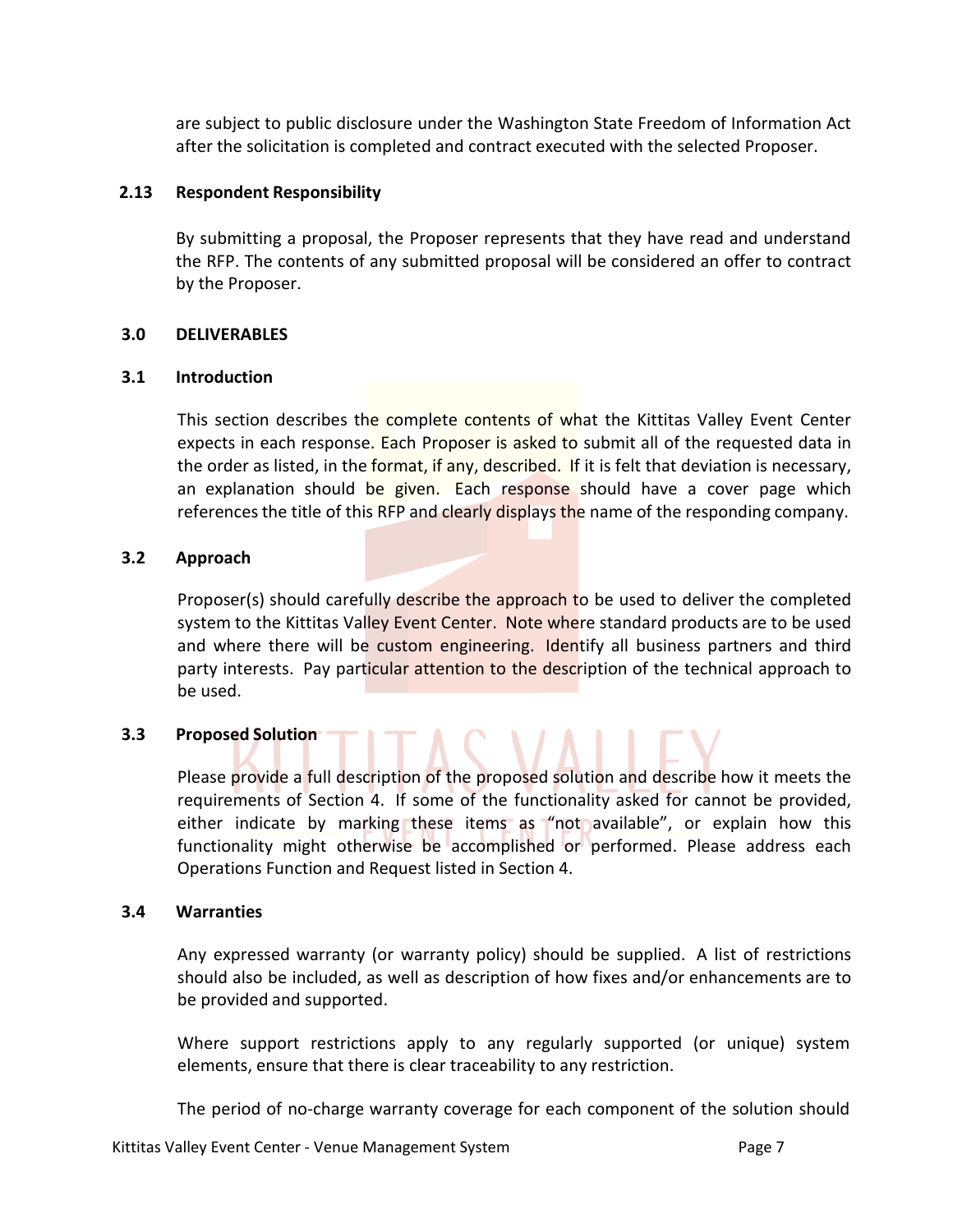are subject to public disclosure under the Washington State Freedom of Information Act after the solicitation is completed and contract executed with the selected Proposer.

### 2.13 Respondent Responsibility

By submitting a proposal, the Proposer represents that they have read and understand the RFP. The contents of any submitted proposal will be considered an offer to contract by the Proposer.

## 3.0 DELIVERABLES

### 3.1 Introduction

This section describes the complete contents of what the Kittitas Valley Event Center expects in each response. Each Proposer is asked to submit all of the requested data in the order as listed, in the format, if any, described. If it is felt that deviation is necessary, an explanation should be given. Each response should have a cover page which references the title of this RFP and clearly displays the name of the responding company.

### 3.2 Approach

Proposer(s) should carefully describe the approach to be used to deliver the completed system to the Kittitas Valley Event Center. Note where standard products are to be used and where there will be custom engineering. Identify all business partners and third party interests. Pay particular attention to the description of the technical approach to be used.

### 3.3 Proposed Solution

Please provide a full description of the proposed solution and describe how it meets the requirements of Section 4. If some of the functionality asked for cannot be provided, either indicate by marking these items as "not available", or explain how this functionality might otherwise be accomplished or performed. Please address each Operations Function and Request listed in Section 4.

### 3.4 Warranties

Any expressed warranty (or warranty policy) should be supplied. A list of restrictions should also be included, as well as description of how fixes and/or enhancements are to be provided and supported.

Where support restrictions apply to any regularly supported (or unique) system elements, ensure that there is clear traceability to any restriction.

The period of no-charge warranty coverage for each component of the solution should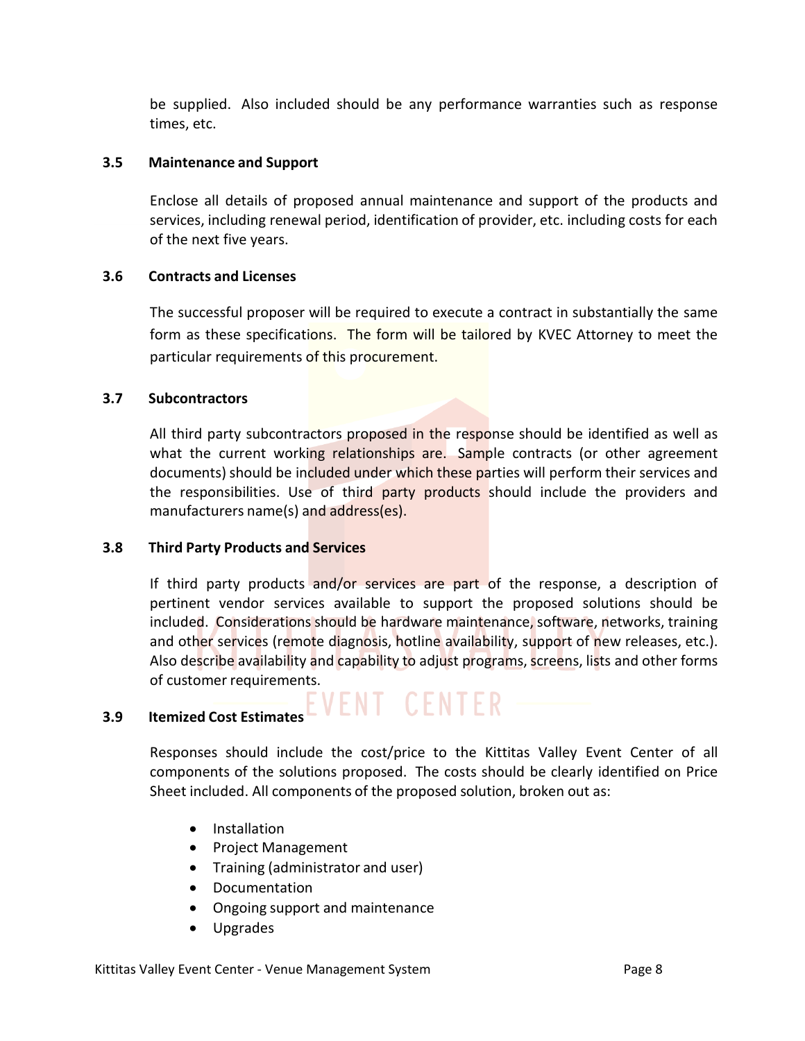be supplied. Also included should be any performance warranties such as response times, etc.

### 3.5 Maintenance and Support

Enclose all details of proposed annual maintenance and support of the products and services, including renewal period, identification of provider, etc. including costs for each of the next five years.

### 3.6 Contracts and Licenses

The successful proposer will be required to execute a contract in substantially the same form as these specifications. The form will be tailored by KVEC Attorney to meet the particular requirements of this procurement.

### 3.7 Subcontractors

All third party subcontractors proposed in the response should be identified as well as what the current working relationships are. Sample contracts (or other agreement documents) should be included under which these parties will perform their services and the responsibilities. Use of third party products should include the providers and manufacturers name(s) and address(es).

### 3.8 Third Party Products and Services

If third party products and/or services are part of the response, a description of pertinent vendor services available to support the proposed solutions should be included. Considerations should be hardware maintenance, software, networks, training and other services (remote diagnosis, hotline availability, support of new releases, etc.). Also describe availability and capability to adjust programs, screens, lists and other forms of customer requirements.

### 3.9 Itemized Cost Estimates

Responses should include the cost/price to the Kittitas Valley Event Center of all components of the solutions proposed. The costs should be clearly identified on Price Sheet included. All components of the proposed solution, broken out as:

- Installation
- Project Management
- Training (administrator and user)
- Documentation
- Ongoing support and maintenance
- Upgrades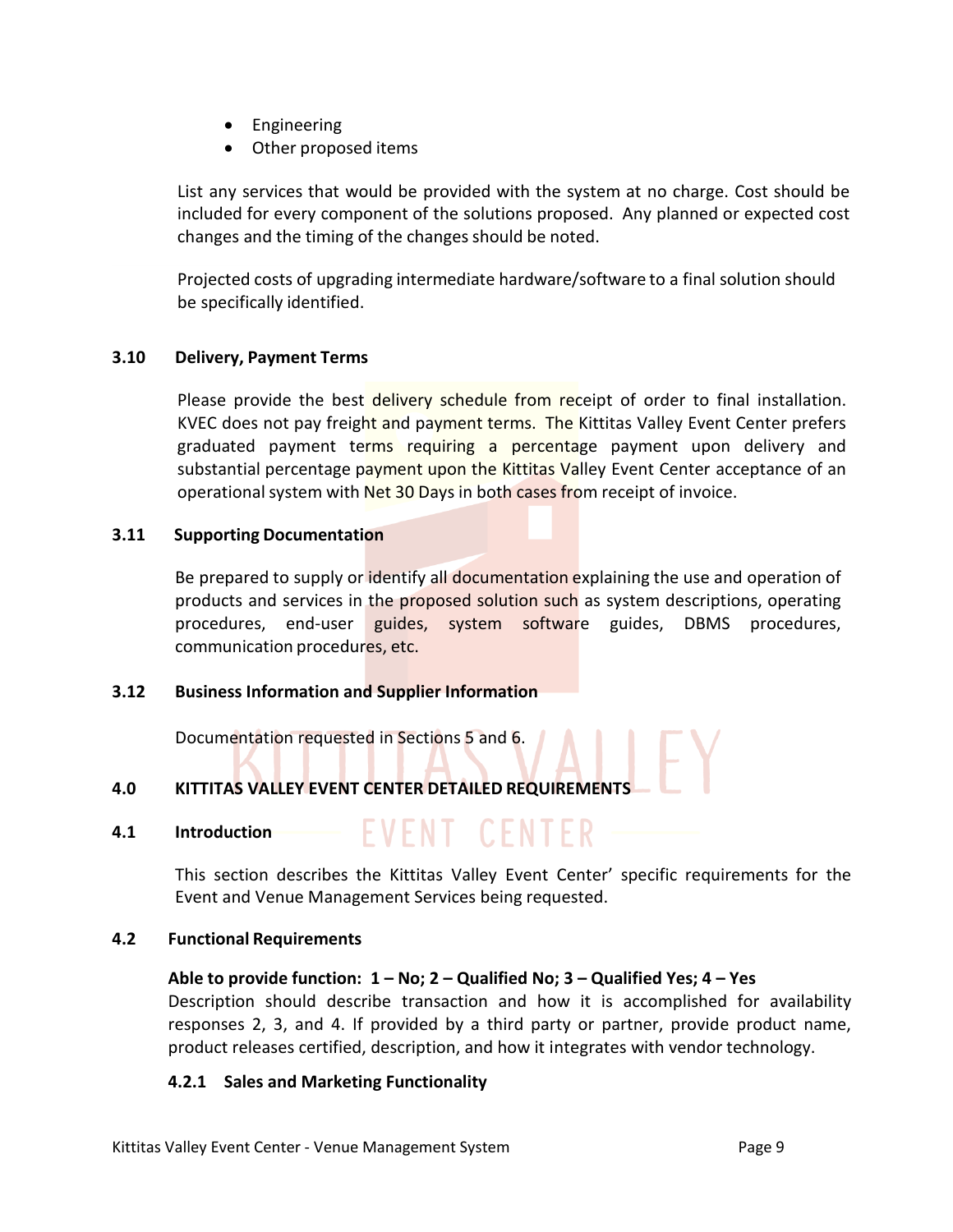- Engineering
- Other proposed items

List any services that would be provided with the system at no charge. Cost should be included for every component of the solutions proposed. Any planned or expected cost changes and the timing of the changes should be noted.

Projected costs of upgrading intermediate hardware/software to a final solution should be specifically identified.

### 3.10 Delivery, Payment Terms

Please provide the best delivery schedule from receipt of order to final installation. KVEC does not pay freight and payment terms. The Kittitas Valley Event Center prefers graduated payment terms requiring a percentage payment upon delivery and substantial percentage payment upon the Kittitas Valley Event Center acceptance of an operational system with Net 30 Days in both cases from receipt of invoice.

### 3.11 Supporting Documentation

Be prepared to supply or identify all documentation explaining the use and operation of products and services in the proposed solution such as system descriptions, operating procedures, end-user guides, system software guides, DBMS procedures, communication procedures, etc.

### 3.12 Business Information and Supplier Information

Documentation requested in Sections 5 and 6.

## 4.0 KITTITAS VALLEY EVENT CENTER DETAILED REQUIREMENTS

### 4.1 Introduction

This section describes the Kittitas Valley Event Center' specific requirements for the Event and Venue Management Services being requested.

### 4.2 Functional Requirements

**Able to provide function: 1 – No; 2 – Qualified No; 3 – Qualified Yes; 4 – Yes**
Description should describe transaction and how it is accomplished for availability responses 2, 3, and 4. If provided by a third party or partner, provide product name, product releases certified, description, and how it integrates with vendor technology.

#### 4.2.1 Sales and Marketing Functionality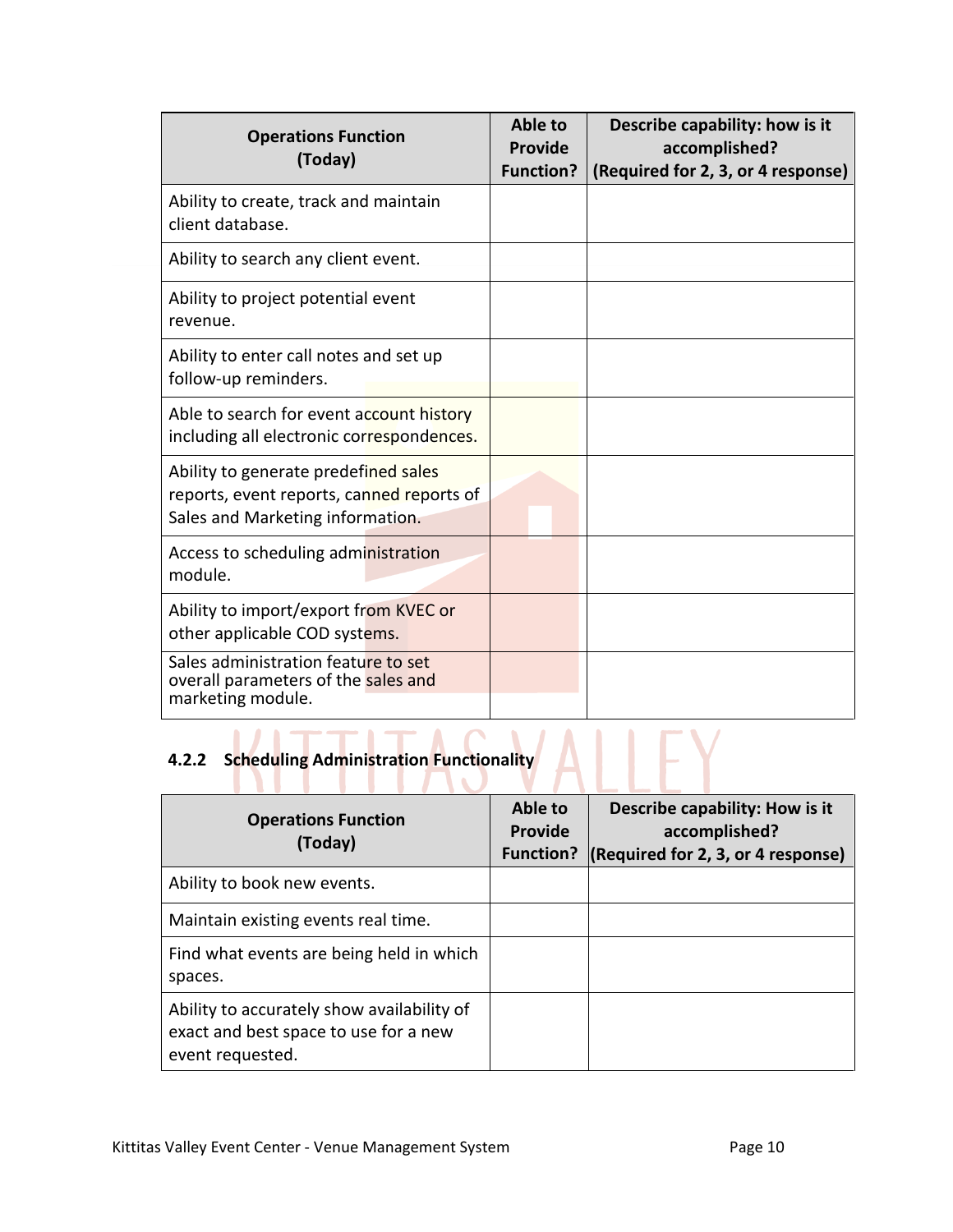| Operations Function (Today) | Able to Provide Function? | Describe capability: how is it accomplished? (Required for 2, 3, or 4 response) |
|---|---|---|
| Ability to create, track and maintain client database. | | |
| Ability to search any client event. | | |
| Ability to project potential event revenue. | | |
| Ability to enter call notes and set up follow-up reminders. | | |
| Able to search for event account history including all electronic correspondences. | | |
| Ability to generate predefined sales reports, event reports, canned reports of Sales and Marketing information. | | |
| Access to scheduling administration module. | | |
| Ability to import/export from KVEC or other applicable COD systems. | | |
| Sales administration feature to set overall parameters of the sales and marketing module. | | |

### 4.2.2 Scheduling Administration Functionality

| Operations Function (Today) | Able to Provide Function? | Describe capability: How is it accomplished? (Required for 2, 3, or 4 response) |
|---|---|---|
| Ability to book new events. | | |
| Maintain existing events real time. | | |
| Find what events are being held in which spaces. | | |
| Ability to accurately show availability of exact and best space to use for a new event requested. | | |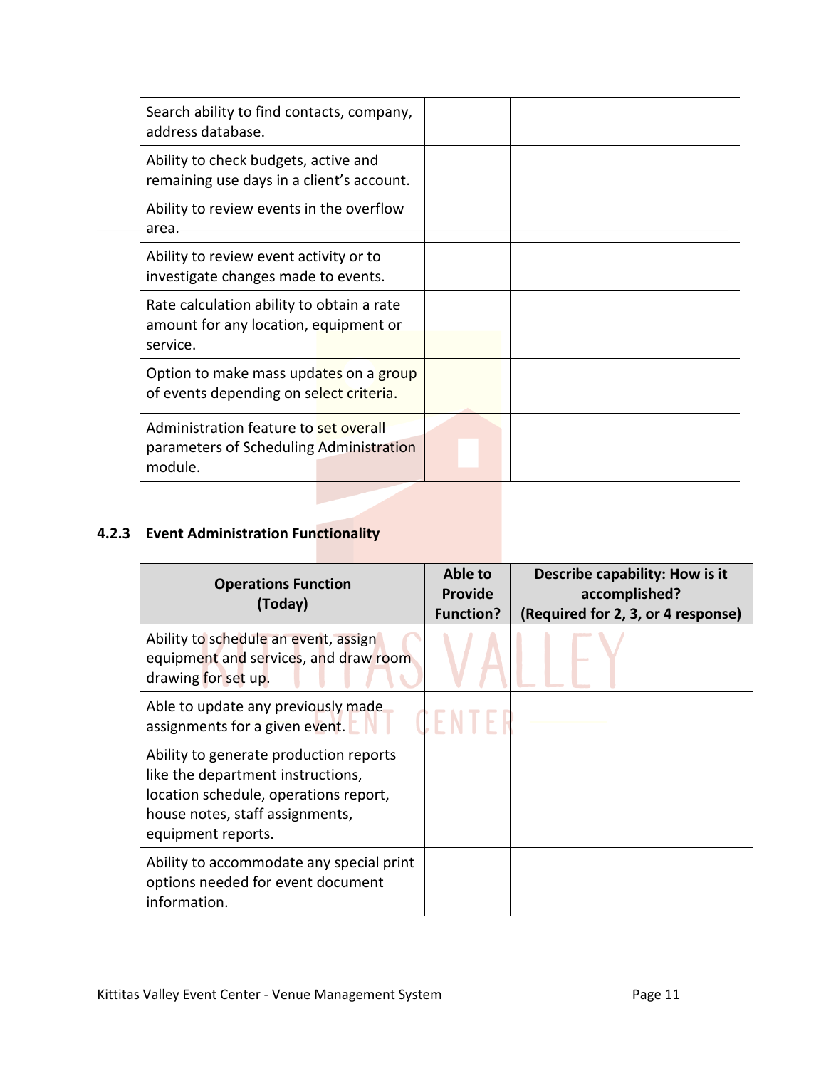| | | |
|---|---|---|
| Search ability to find contacts, company, address database. | | |
| Ability to check budgets, active and remaining use days in a client's account. | | |
| Ability to review events in the overflow area. | | |
| Ability to review event activity or to investigate changes made to events. | | |
| Rate calculation ability to obtain a rate amount for any location, equipment or service. | | |
| Option to make mass updates on a group of events depending on select criteria. | | |
| Administration feature to set overall parameters of Scheduling Administration module. | | |

### 4.2.3 Event Administration Functionality

| Operations Function (Today) | Able to Provide Function? | Describe capability: How is it accomplished? (Required for 2, 3, or 4 response) |
|---|---|---|
| Ability to schedule an event, assign equipment and services, and draw room drawing for set up. | | |
| Able to update any previously made assignments for a given event. | | |
| Ability to generate production reports like the department instructions, location schedule, operations report, house notes, staff assignments, equipment reports. | | |
| Ability to accommodate any special print options needed for event document information. | | |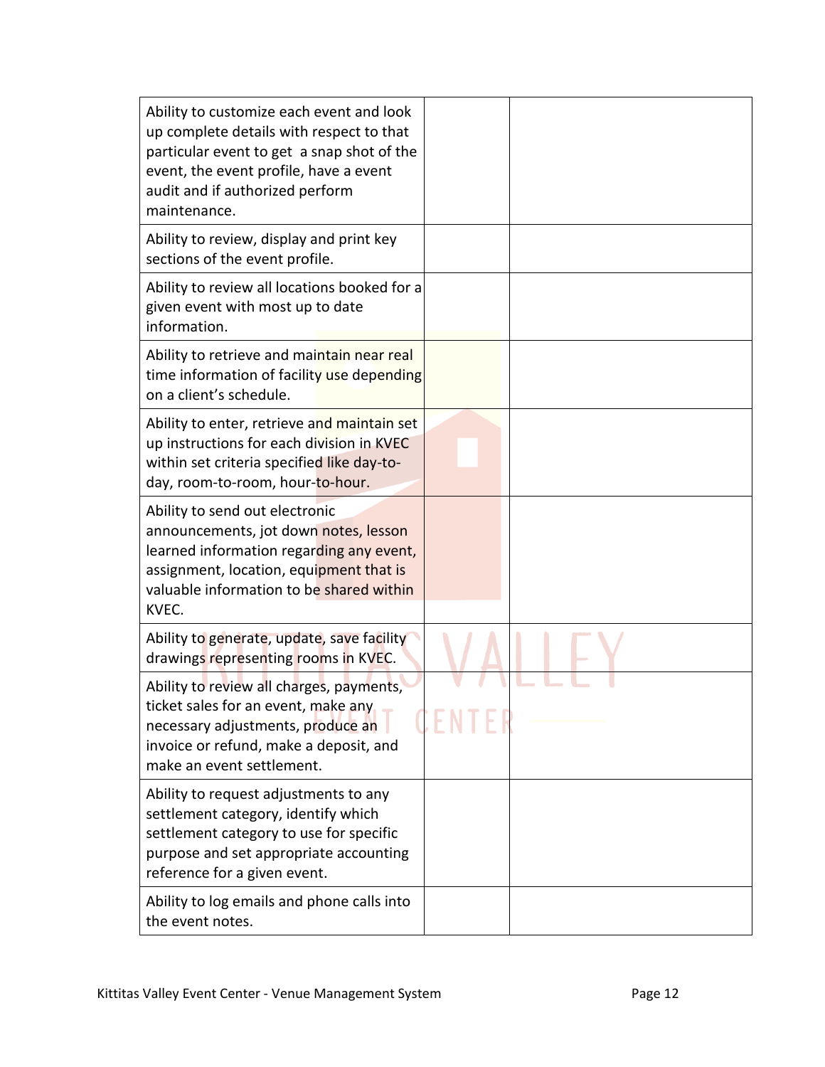| | | |
|---|---|---|
| Ability to customize each event and look up complete details with respect to that particular event to get a snap shot of the event, the event profile, have a event audit and if authorized perform maintenance. | | |
| Ability to review, display and print key sections of the event profile. | | |
| Ability to review all locations booked for a given event with most up to date information. | | |
| Ability to retrieve and maintain near real time information of facility use depending on a client's schedule. | | |
| Ability to enter, retrieve and maintain set up instructions for each division in KVEC within set criteria specified like day-to-day, room-to-room, hour-to-hour. | | |
| Ability to send out electronic announcements, jot down notes, lesson learned information regarding any event, assignment, location, equipment that is valuable information to be shared within KVEC. | | |
| Ability to generate, update, save facility drawings representing rooms in KVEC. | | |
| Ability to review all charges, payments, ticket sales for an event, make any necessary adjustments, produce an invoice or refund, make a deposit, and make an event settlement. | | |
| Ability to request adjustments to any settlement category, identify which settlement category to use for specific purpose and set appropriate accounting reference for a given event. | | |
| Ability to log emails and phone calls into the event notes. | | |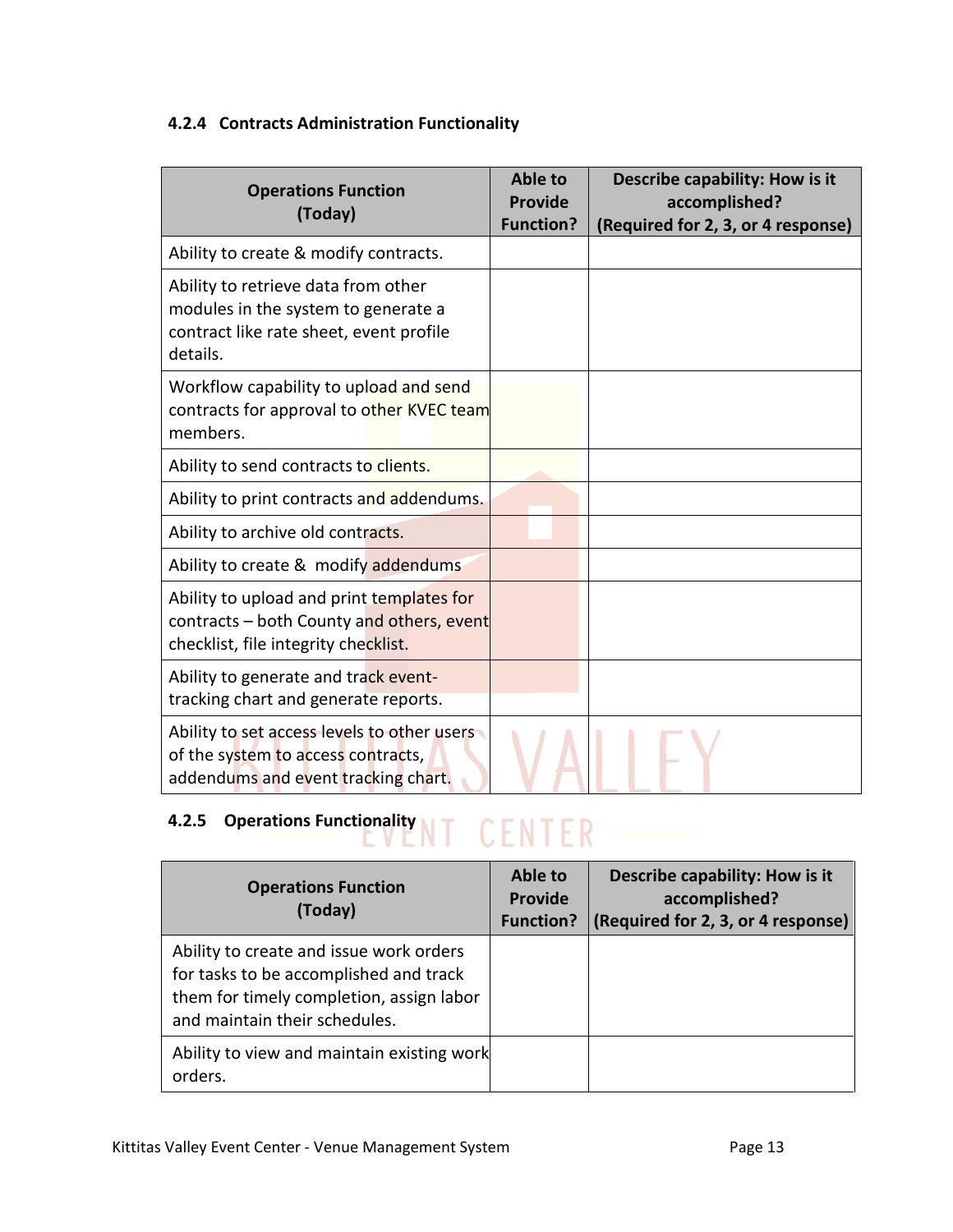### 4.2.4 Contracts Administration Functionality

| Operations Function (Today) | Able to Provide Function? | Describe capability: How is it accomplished? (Required for 2, 3, or 4 response) |
|---|---|---|
| Ability to create & modify contracts. | | |
| Ability to retrieve data from other modules in the system to generate a contract like rate sheet, event profile details. | | |
| Workflow capability to upload and send contracts for approval to other KVEC team members. | | |
| Ability to send contracts to clients. | | |
| Ability to print contracts and addendums. | | |
| Ability to archive old contracts. | | |
| Ability to create & modify addendums | | |
| Ability to upload and print templates for contracts – both County and others, event checklist, file integrity checklist. | | |
| Ability to generate and track event-tracking chart and generate reports. | | |
| Ability to set access levels to other users of the system to access contracts, addendums and event tracking chart. | | |

### 4.2.5 Operations Functionality

| Operations Function (Today) | Able to Provide Function? | Describe capability: How is it accomplished? (Required for 2, 3, or 4 response) |
|---|---|---|
| Ability to create and issue work orders for tasks to be accomplished and track them for timely completion, assign labor and maintain their schedules. | | |
| Ability to view and maintain existing work orders. | | |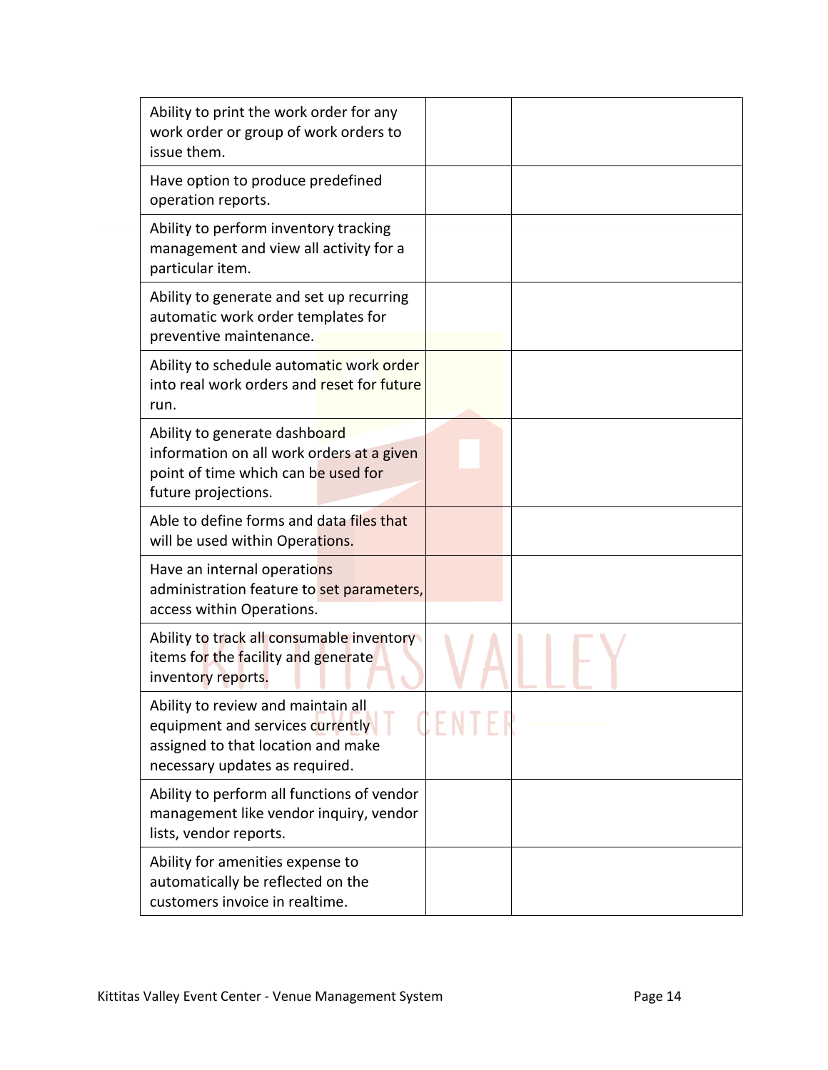| | | |
|---|---|---|
| Ability to print the work order for any work order or group of work orders to issue them. | | |
| Have option to produce predefined operation reports. | | |
| Ability to perform inventory tracking management and view all activity for a particular item. | | |
| Ability to generate and set up recurring automatic work order templates for preventive maintenance. | | |
| Ability to schedule automatic work order into real work orders and reset for future run. | | |
| Ability to generate dashboard information on all work orders at a given point of time which can be used for future projections. | | |
| Able to define forms and data files that will be used within Operations. | | |
| Have an internal operations administration feature to set parameters, access within Operations. | | |
| Ability to track all consumable inventory items for the facility and generate inventory reports. | | |
| Ability to review and maintain all equipment and services currently assigned to that location and make necessary updates as required. | | |
| Ability to perform all functions of vendor management like vendor inquiry, vendor lists, vendor reports. | | |
| Ability for amenities expense to automatically be reflected on the customers invoice in realtime. | | |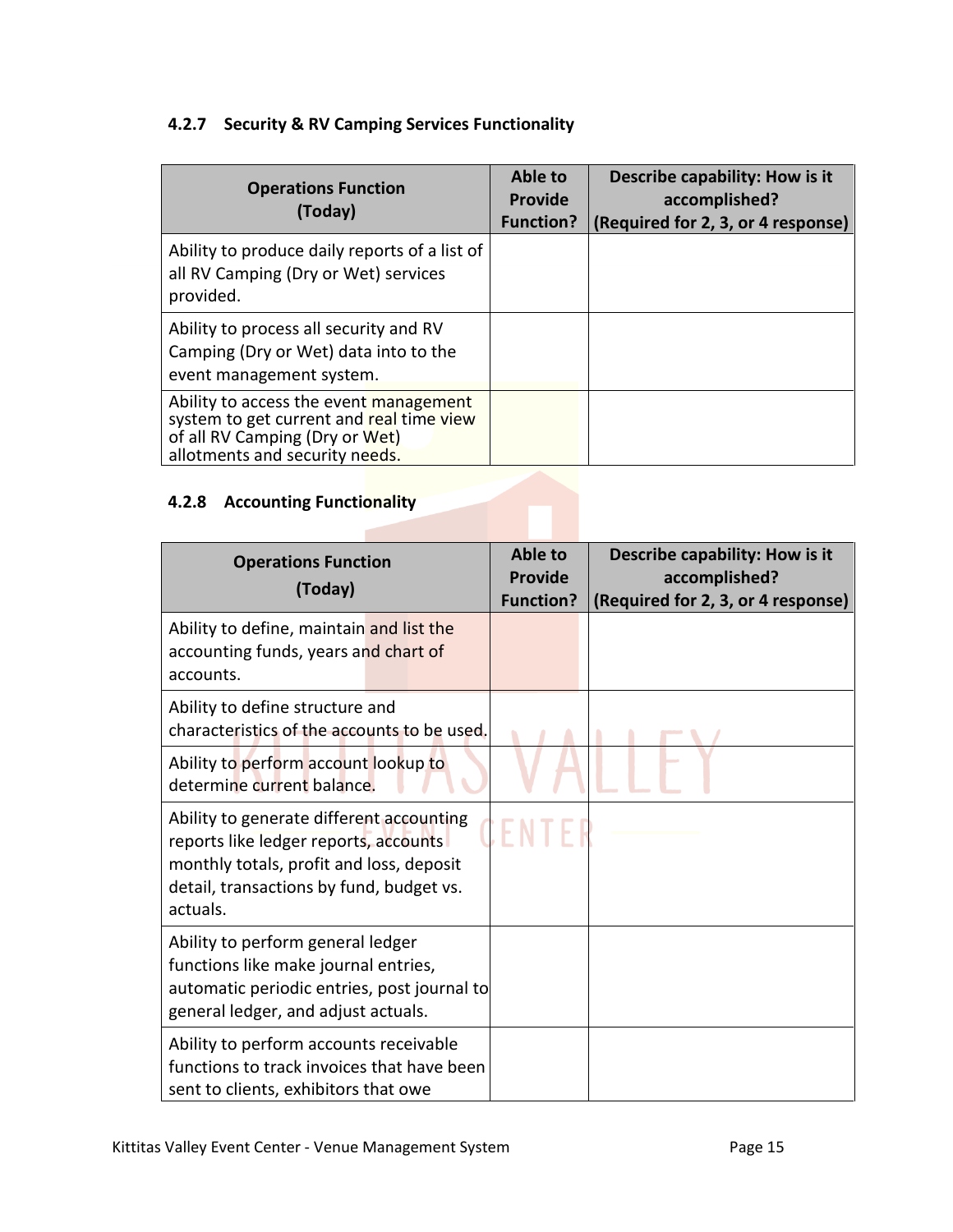### 4.2.7 Security & RV Camping Services Functionality

| Operations Function (Today) | Able to Provide Function? | Describe capability: How is it accomplished? (Required for 2, 3, or 4 response) |
|---|---|---|
| Ability to produce daily reports of a list of all RV Camping (Dry or Wet) services provided. | | |
| Ability to process all security and RV Camping (Dry or Wet) data into to the event management system. | | |
| Ability to access the event management system to get current and real time view of all RV Camping (Dry or Wet) allotments and security needs. | | |

### 4.2.8 Accounting Functionality

| Operations Function (Today) | Able to Provide Function? | Describe capability: How is it accomplished? (Required for 2, 3, or 4 response) |
|---|---|---|
| Ability to define, maintain and list the accounting funds, years and chart of accounts. | | |
| Ability to define structure and characteristics of the accounts to be used. | | |
| Ability to perform account lookup to determine current balance. | | |
| Ability to generate different accounting reports like ledger reports, accounts monthly totals, profit and loss, deposit detail, transactions by fund, budget vs. actuals. | | |
| Ability to perform general ledger functions like make journal entries, automatic periodic entries, post journal to general ledger, and adjust actuals. | | |
| Ability to perform accounts receivable functions to track invoices that have been sent to clients, exhibitors that owe | | |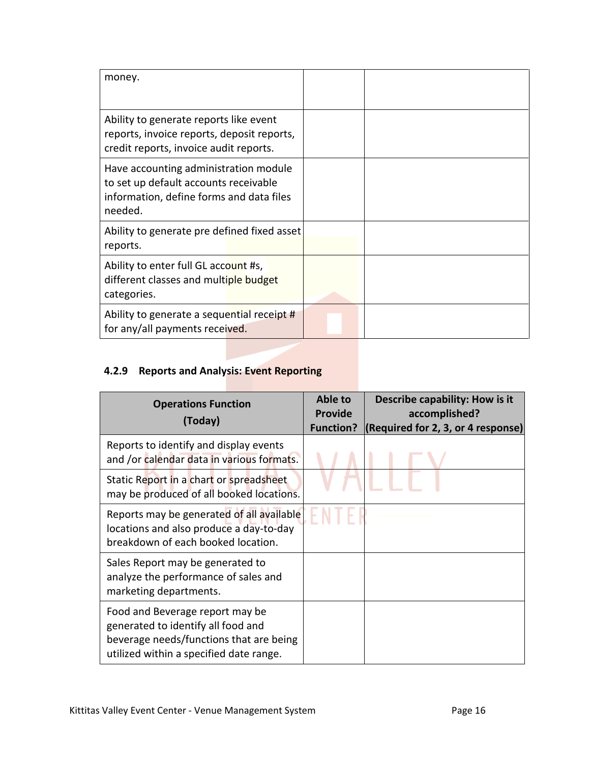| | | |
|---|---|---|
| money. | | |
| Ability to generate reports like event reports, invoice reports, deposit reports, credit reports, invoice audit reports. | | |
| Have accounting administration module to set up default accounts receivable information, define forms and data files needed. | | |
| Ability to generate pre defined fixed asset reports. | | |
| Ability to enter full GL account #s, different classes and multiple budget categories. | | |
| Ability to generate a sequential receipt # for any/all payments received. | | |

### 4.2.9 Reports and Analysis: Event Reporting

| Operations Function (Today) | Able to Provide Function? | Describe capability: How is it accomplished? (Required for 2, 3, or 4 response) |
|---|---|---|
| Reports to identify and display events and /or calendar data in various formats. | | |
| Static Report in a chart or spreadsheet may be produced of all booked locations. | | |
| Reports may be generated of all available locations and also produce a day-to-day breakdown of each booked location. | | |
| Sales Report may be generated to analyze the performance of sales and marketing departments. | | |
| Food and Beverage report may be generated to identify all food and beverage needs/functions that are being utilized within a specified date range. | | |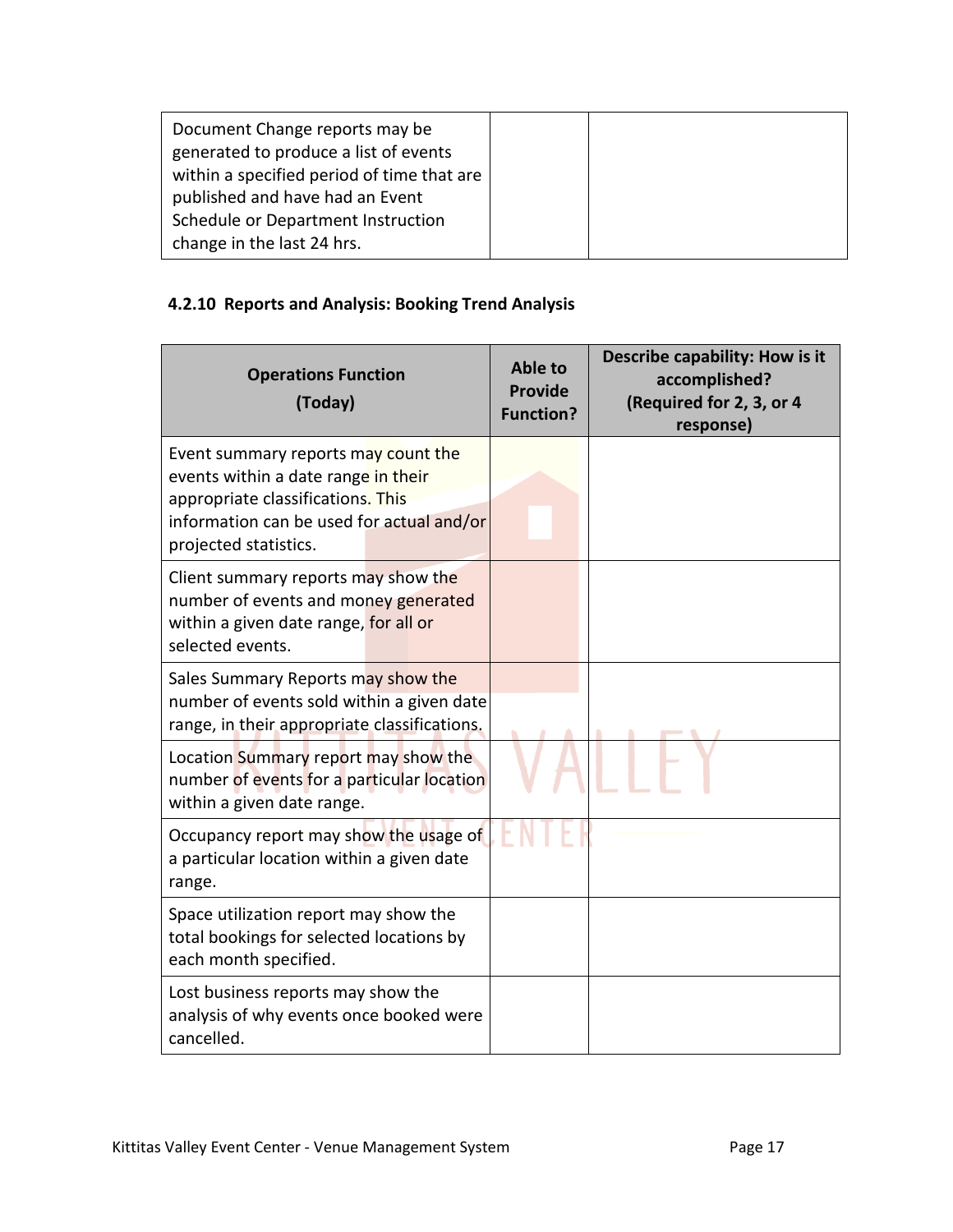| | | |
|---|---|---|
| Document Change reports may be generated to produce a list of events within a specified period of time that are published and have had an Event Schedule or Department Instruction change in the last 24 hrs. | | |

### 4.2.10 Reports and Analysis: Booking Trend Analysis

| Operations Function (Today) | Able to Provide Function? | Describe capability: How is it accomplished? (Required for 2, 3, or 4 response) |
|---|---|---|
| Event summary reports may count the events within a date range in their appropriate classifications. This information can be used for actual and/or projected statistics. | | |
| Client summary reports may show the number of events and money generated within a given date range, for all or selected events. | | |
| Sales Summary Reports may show the number of events sold within a given date range, in their appropriate classifications. | | |
| Location Summary report may show the number of events for a particular location within a given date range. | | |
| Occupancy report may show the usage of a particular location within a given date range. | | |
| Space utilization report may show the total bookings for selected locations by each month specified. | | |
| Lost business reports may show the analysis of why events once booked were cancelled. | | |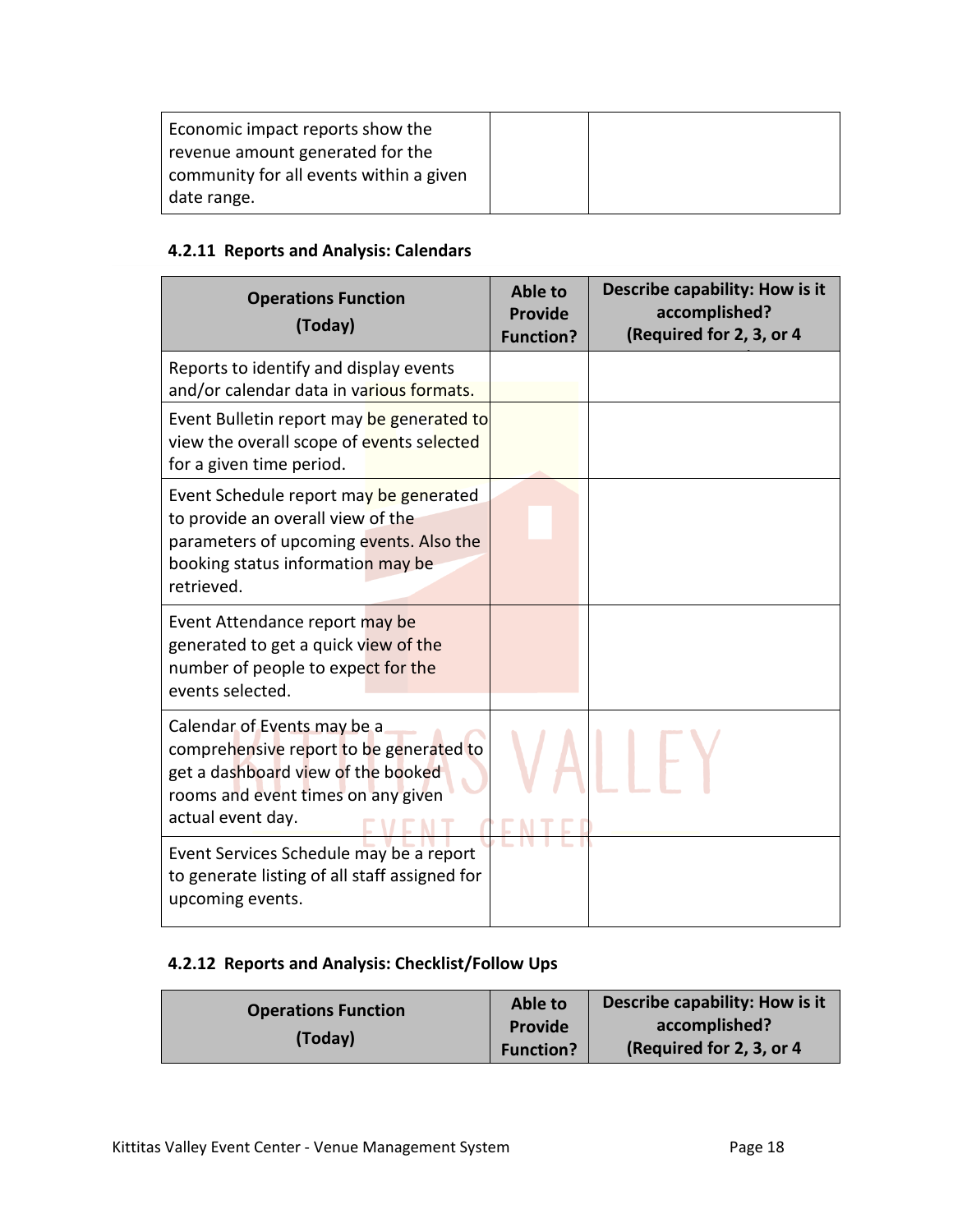| Economic impact reports show the revenue amount generated for the community for all events within a given date range. | | |
|---|---|---|

### 4.2.11 Reports and Analysis: Calendars

| Operations Function (Today) | Able to Provide Function? | Describe capability: How is it accomplished? (Required for 2, 3, or 4 |
|---|---|---|
| Reports to identify and display events and/or calendar data in various formats. | | |
| Event Bulletin report may be generated to view the overall scope of events selected for a given time period. | | |
| Event Schedule report may be generated to provide an overall view of the parameters of upcoming events. Also the booking status information may be retrieved. | | |
| Event Attendance report may be generated to get a quick view of the number of people to expect for the events selected. | | |
| Calendar of Events may be a comprehensive report to be generated to get a dashboard view of the booked rooms and event times on any given actual event day. | | |
| Event Services Schedule may be a report to generate listing of all staff assigned for upcoming events. | | |

### 4.2.12 Reports and Analysis: Checklist/Follow Ups

| Operations Function (Today) | Able to Provide Function? | Describe capability: How is it accomplished? (Required for 2, 3, or 4 |
|---|---|---|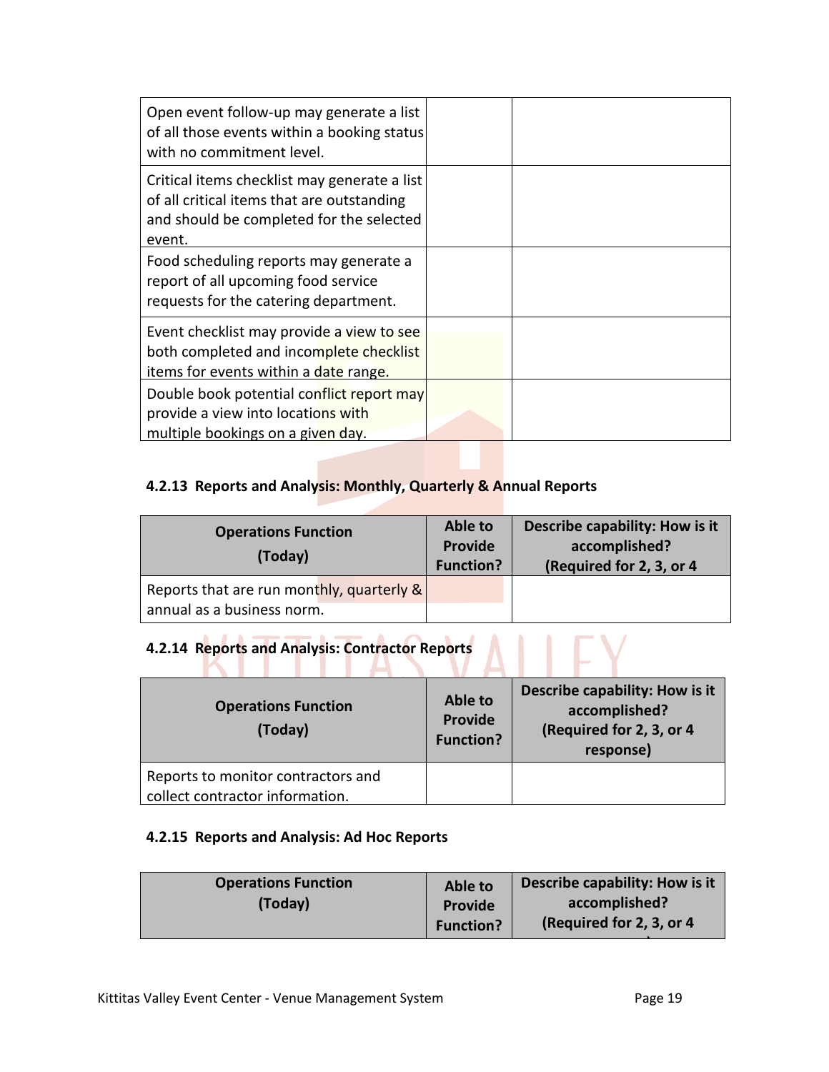| | | |
|---|---|---|
| Open event follow-up may generate a list of all those events within a booking status with no commitment level. | | |
| Critical items checklist may generate a list of all critical items that are outstanding and should be completed for the selected event. | | |
| Food scheduling reports may generate a report of all upcoming food service requests for the catering department. | | |
| Event checklist may provide a view to see both completed and incomplete checklist items for events within a date range. | | |
| Double book potential conflict report may provide a view into locations with multiple bookings on a given day. | | |

#### 4.2.13 Reports and Analysis: Monthly, Quarterly & Annual Reports

| Operations Function (Today) | Able to Provide Function? | Describe capability: How is it accomplished? (Required for 2, 3, or 4 |
|---|---|---|
| Reports that are run monthly, quarterly & annual as a business norm. | | |

#### 4.2.14 Reports and Analysis: Contractor Reports

| Operations Function (Today) | Able to Provide Function? | Describe capability: How is it accomplished? (Required for 2, 3, or 4 response) |
|---|---|---|
| Reports to monitor contractors and collect contractor information. | | |

#### 4.2.15 Reports and Analysis: Ad Hoc Reports

| Operations Function (Today) | Able to Provide Function? | Describe capability: How is it accomplished? (Required for 2, 3, or 4 |
|---|---|---|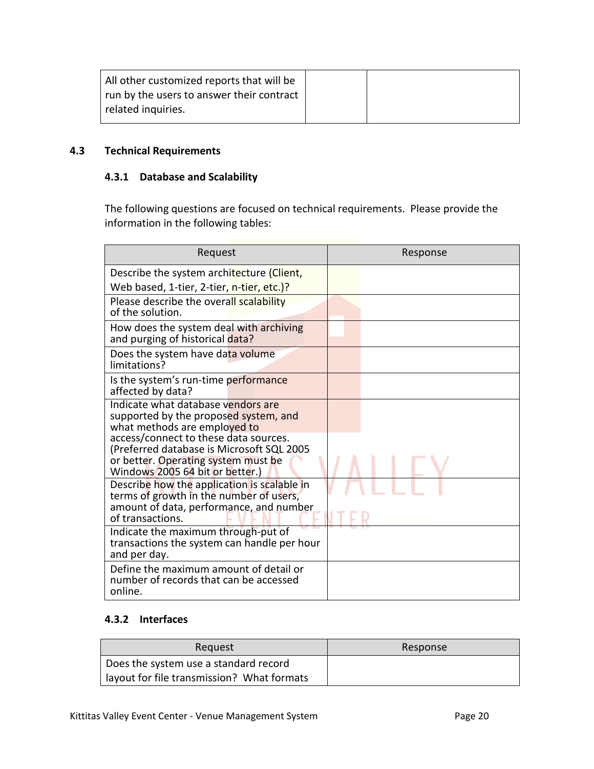| | | |
|---|---|---|
| All other customized reports that will be run by the users to answer their contract related inquiries. | | |

## 4.3 Technical Requirements

### 4.3.1 Database and Scalability

The following questions are focused on technical requirements. Please provide the information in the following tables:

| Request | Response |
|---|---|
| Describe the system architecture (Client, Web based, 1-tier, 2-tier, n-tier, etc.)? | |
| Please describe the overall scalability of the solution. | |
| How does the system deal with archiving and purging of historical data? | |
| Does the system have data volume limitations? | |
| Is the system's run-time performance affected by data? | |
| Indicate what database vendors are supported by the proposed system, and what methods are employed to access/connect to these data sources. (Preferred database is Microsoft SQL 2005 or better. Operating system must be Windows 2005 64 bit or better.) | |
| Describe how the application is scalable in terms of growth in the number of users, amount of data, performance, and number of transactions. | |
| Indicate the maximum through-put of transactions the system can handle per hour and per day. | |
| Define the maximum amount of detail or number of records that can be accessed online. | |

### 4.3.2 Interfaces

| Request | Response |
|---|---|
| Does the system use a standard record layout for file transmission? What formats | |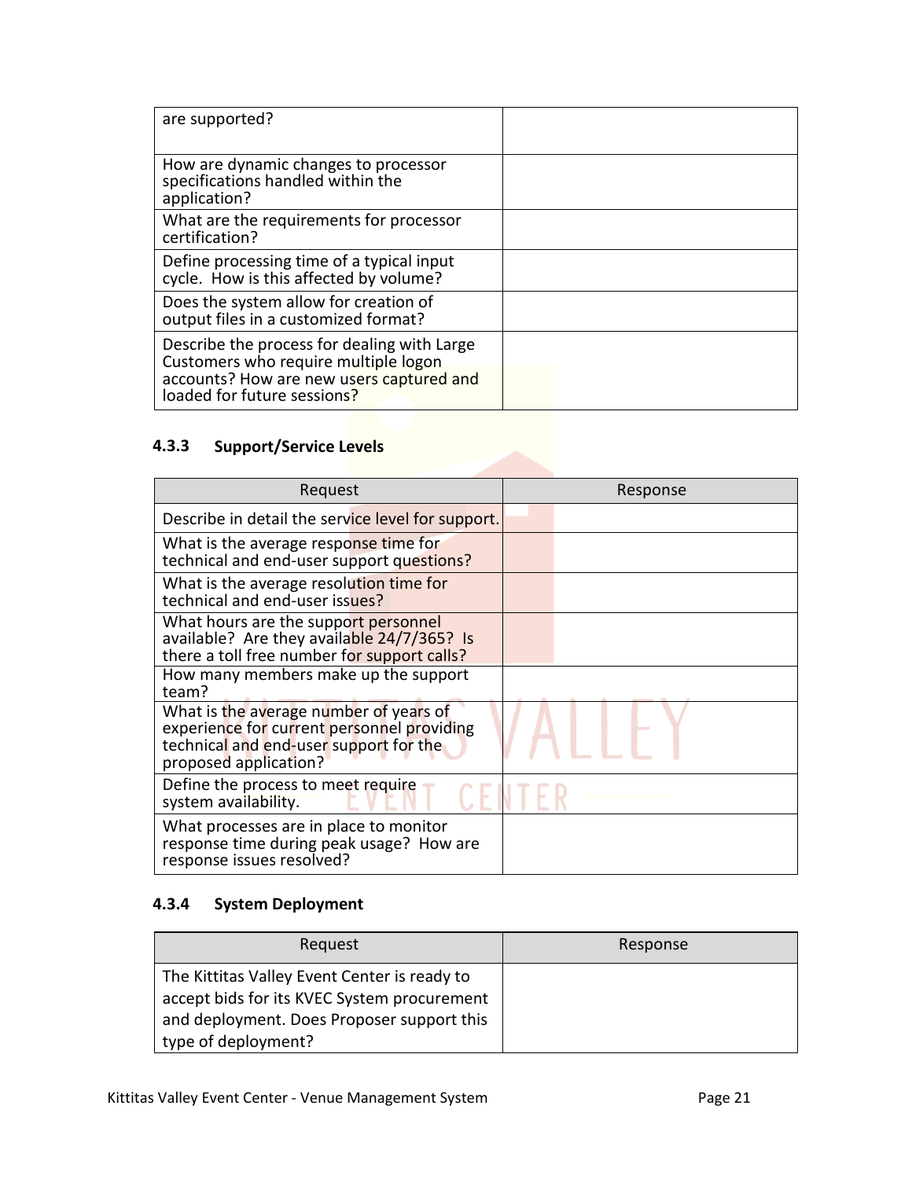| | |
|---|---|
| are supported? | |
| How are dynamic changes to processor specifications handled within the application? | |
| What are the requirements for processor certification? | |
| Define processing time of a typical input cycle. How is this affected by volume? | |
| Does the system allow for creation of output files in a customized format? | |
| Describe the process for dealing with Large Customers who require multiple logon accounts? How are new users captured and loaded for future sessions? | |

### 4.3.3 Support/Service Levels

| Request | Response |
|---|---|
| Describe in detail the service level for support. | |
| What is the average response time for technical and end-user support questions? | |
| What is the average resolution time for technical and end-user issues? | |
| What hours are the support personnel available? Are they available 24/7/365? Is there a toll free number for support calls? | |
| How many members make up the support team? | |
| What is the average number of years of experience for current personnel providing technical and end-user support for the proposed application? | |
| Define the process to meet require system availability. | |
| What processes are in place to monitor response time during peak usage? How are response issues resolved? | |

### 4.3.4 System Deployment

| Request | Response |
|---|---|
| The Kittitas Valley Event Center is ready to accept bids for its KVEC System procurement and deployment. Does Proposer support this type of deployment? | |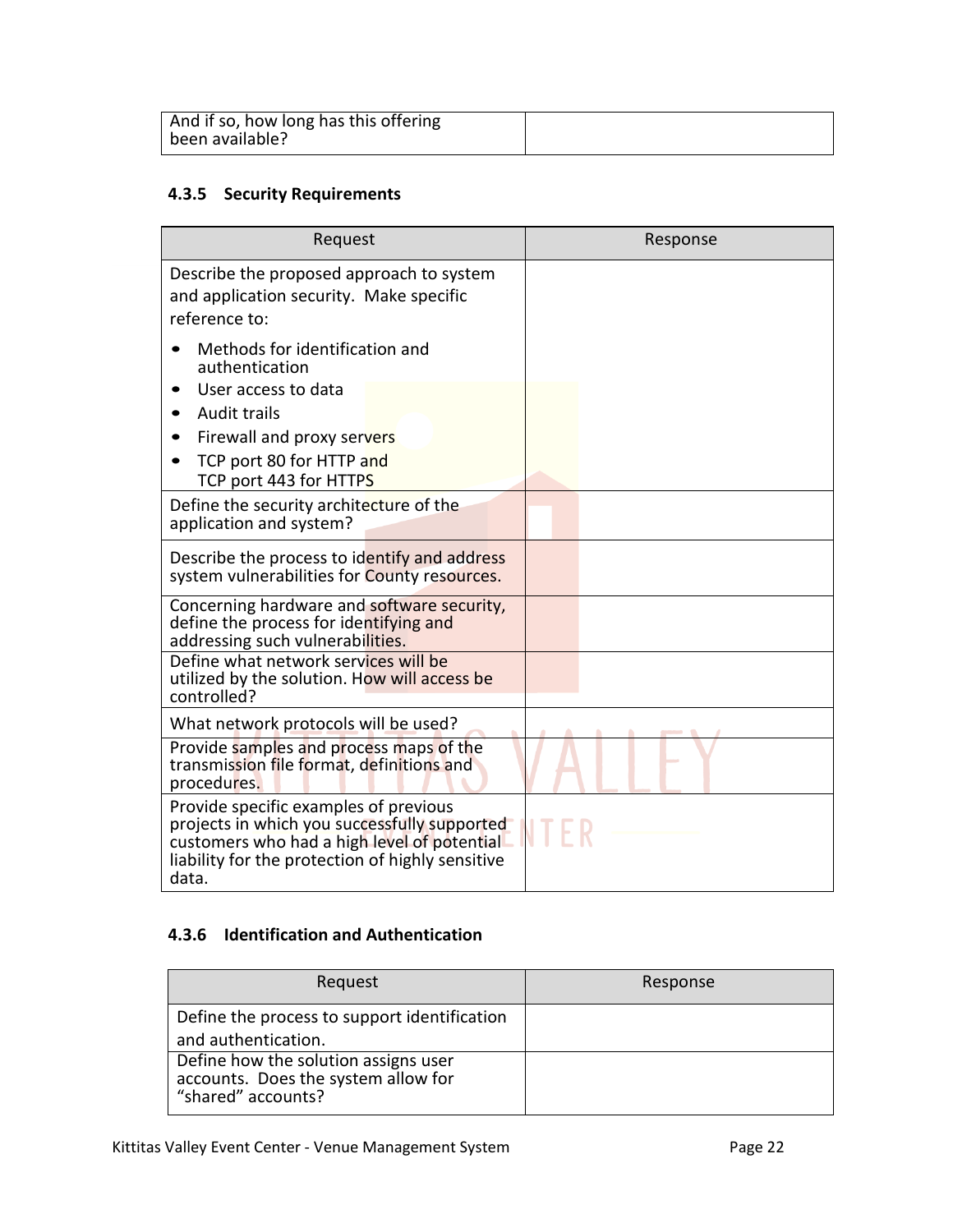| And if so, how long has this offering been available? | |
|---|---|

### 4.3.5 Security Requirements

| Request | Response |
|---|---|
| Describe the proposed approach to system and application security. Make specific reference to:<br>• Methods for identification and authentication<br>• User access to data<br>• Audit trails<br>• Firewall and proxy servers<br>• TCP port 80 for HTTP and TCP port 443 for HTTPS | |
| Define the security architecture of the application and system? | |
| Describe the process to identify and address system vulnerabilities for County resources. | |
| Concerning hardware and software security, define the process for identifying and addressing such vulnerabilities. | |
| Define what network services will be utilized by the solution. How will access be controlled? | |
| What network protocols will be used? | |
| Provide samples and process maps of the transmission file format, definitions and procedures. | |
| Provide specific examples of previous projects in which you successfully supported customers who had a high level of potential liability for the protection of highly sensitive data. | |

### 4.3.6 Identification and Authentication

| Request | Response |
|---|---|
| Define the process to support identification and authentication. | |
| Define how the solution assigns user accounts. Does the system allow for "shared" accounts? | |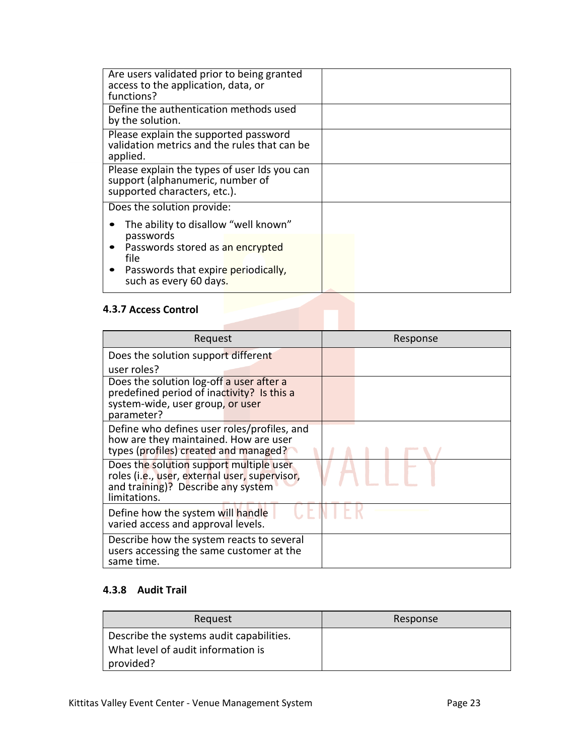| | |
|---|---|
| Are users validated prior to being granted access to the application, data, or functions? | |
| Define the authentication methods used by the solution. | |
| Please explain the supported password validation metrics and the rules that can be applied. | |
| Please explain the types of user Ids you can support (alphanumeric, number of supported characters, etc.). | |
| Does the solution provide:<br>• The ability to disallow "well known" passwords<br>• Passwords stored as an encrypted file<br>• Passwords that expire periodically, such as every 60 days. | |

#### 4.3.7 Access Control

| Request | Response |
|---|---|
| Does the solution support different user roles? | |
| Does the solution log-off a user after a predefined period of inactivity? Is this a system-wide, user group, or user parameter? | |
| Define who defines user roles/profiles, and how are they maintained. How are user types (profiles) created and managed? | |
| Does the solution support multiple user roles (i.e., user, external user, supervisor, and training)? Describe any system limitations. | |
| Define how the system will handle varied access and approval levels. | |
| Describe how the system reacts to several users accessing the same customer at the same time. | |

#### 4.3.8 Audit Trail

| Request | Response |
|---|---|
| Describe the systems audit capabilities. What level of audit information is provided? | |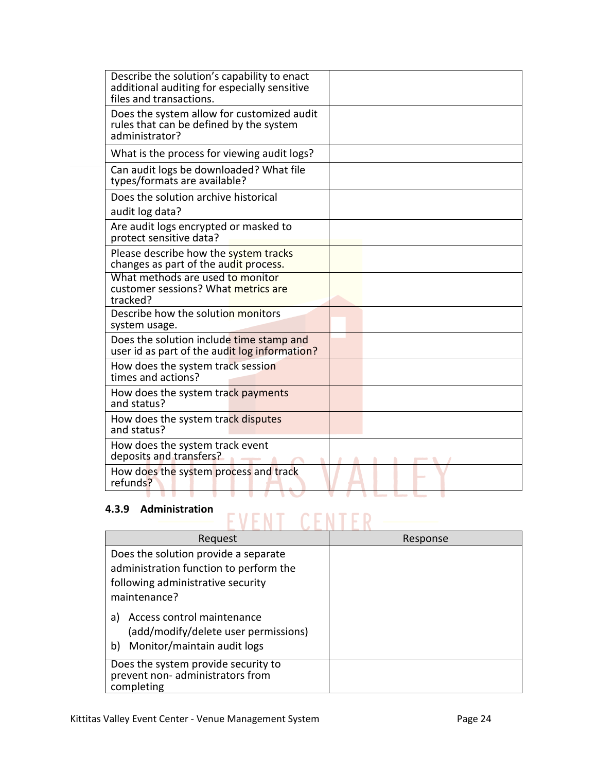| | |
|---|---|
| Describe the solution's capability to enact additional auditing for especially sensitive files and transactions. | |
| Does the system allow for customized audit rules that can be defined by the system administrator? | |
| What is the process for viewing audit logs? | |
| Can audit logs be downloaded? What file types/formats are available? | |
| Does the solution archive historical audit log data? | |
| Are audit logs encrypted or masked to protect sensitive data? | |
| Please describe how the system tracks changes as part of the audit process. | |
| What methods are used to monitor customer sessions? What metrics are tracked? | |
| Describe how the solution monitors system usage. | |
| Does the solution include time stamp and user id as part of the audit log information? | |
| How does the system track session times and actions? | |
| How does the system track payments and status? | |
| How does the system track disputes and status? | |
| How does the system track event deposits and transfers? | |
| How does the system process and track refunds? | |

### 4.3.9 Administration

| Request | Response |
|---|---|
| Does the solution provide a separate administration function to perform the following administrative security maintenance?<br>a) Access control maintenance (add/modify/delete user permissions)<br>b) Monitor/maintain audit logs | |
| Does the system provide security to prevent non- administrators from completing | |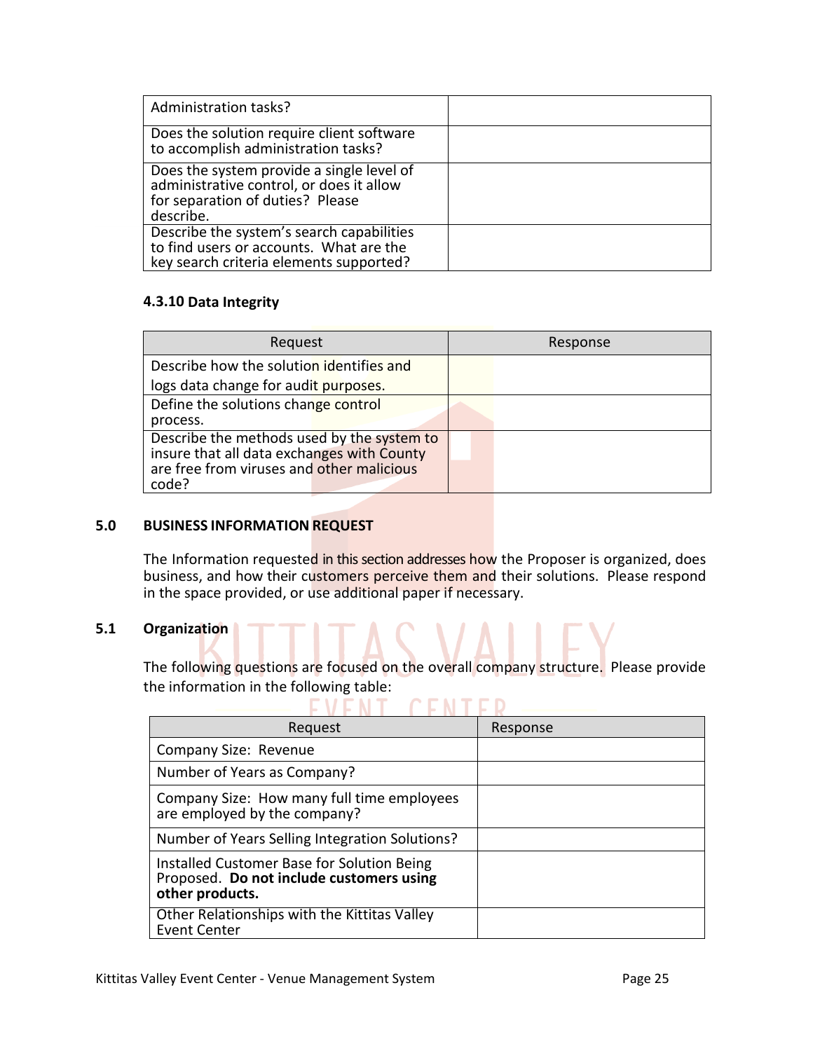| | |
|---|---|
| Administration tasks? | |
| Does the solution require client software to accomplish administration tasks? | |
| Does the system provide a single level of administrative control, or does it allow for separation of duties? Please describe. | |
| Describe the system's search capabilities to find users or accounts. What are the key search criteria elements supported? | |

#### 4.3.10 Data Integrity

| Request | Response |
|---|---|
| Describe how the solution identifies and logs data change for audit purposes. | |
| Define the solutions change control process. | |
| Describe the methods used by the system to insure that all data exchanges with County are free from viruses and other malicious code? | |

## 5.0 BUSINESS INFORMATION REQUEST

The Information requested in this section addresses how the Proposer is organized, does business, and how their customers perceive them and their solutions. Please respond in the space provided, or use additional paper if necessary.

### 5.1 Organization

The following questions are focused on the overall company structure. Please provide the information in the following table:

| Request | Response |
|---|---|
| Company Size: Revenue | |
| Number of Years as Company? | |
| Company Size: How many full time employees are employed by the company? | |
| Number of Years Selling Integration Solutions? | |
| Installed Customer Base for Solution Being Proposed. **Do not include customers using other products.** | |
| Other Relationships with the Kittitas Valley Event Center | |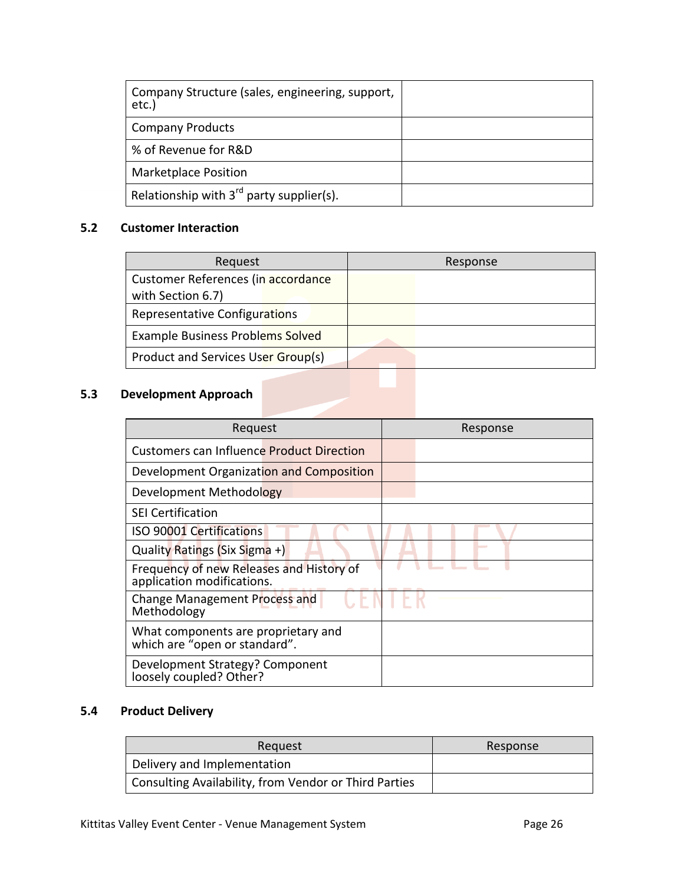| | |
|---|---|
| Company Structure (sales, engineering, support, etc.) | |
| Company Products | |
| % of Revenue for R&D | |
| Marketplace Position | |
| Relationship with 3rd party supplier(s). | |

### 5.2 Customer Interaction

| Request | Response |
|---|---|
| Customer References (in accordance with Section 6.7) | |
| Representative Configurations | |
| Example Business Problems Solved | |
| Product and Services User Group(s) | |

### 5.3 Development Approach

| Request | Response |
|---|---|
| Customers can Influence Product Direction | |
| Development Organization and Composition | |
| Development Methodology | |
| SEI Certification | |
| ISO 90001 Certifications | |
| Quality Ratings (Six Sigma +) | |
| Frequency of new Releases and History of application modifications. | |
| Change Management Process and Methodology | |
| What components are proprietary and which are "open or standard". | |
| Development Strategy? Component loosely coupled? Other? | |

### 5.4 Product Delivery

| Request | Response |
|---|---|
| Delivery and Implementation | |
| Consulting Availability, from Vendor or Third Parties | |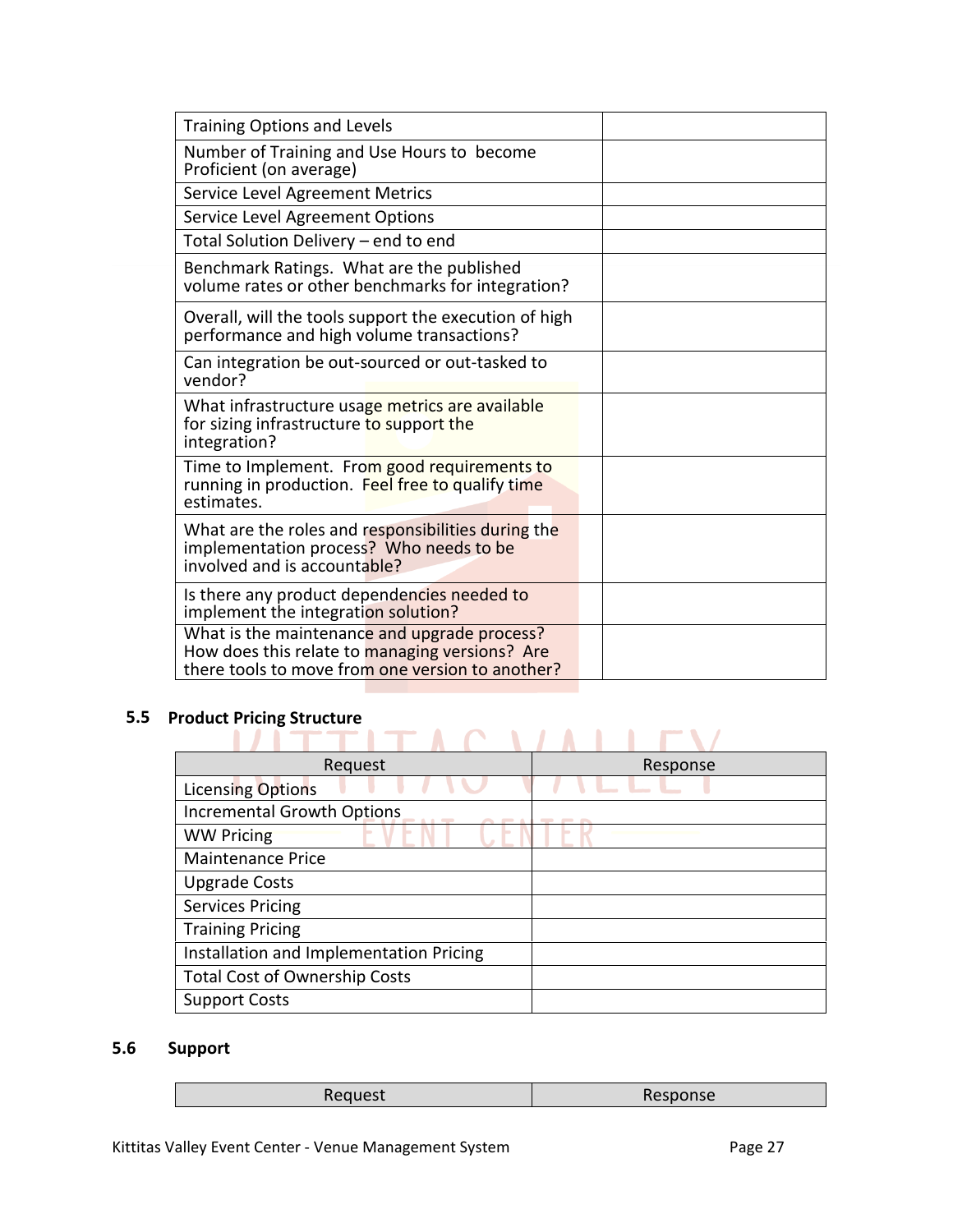| | |
|---|---|
| Training Options and Levels | |
| Number of Training and Use Hours to become Proficient (on average) | |
| Service Level Agreement Metrics | |
| Service Level Agreement Options | |
| Total Solution Delivery – end to end | |
| Benchmark Ratings. What are the published volume rates or other benchmarks for integration? | |
| Overall, will the tools support the execution of high performance and high volume transactions? | |
| Can integration be out-sourced or out-tasked to vendor? | |
| What infrastructure usage metrics are available for sizing infrastructure to support the integration? | |
| Time to Implement. From good requirements to running in production. Feel free to qualify time estimates. | |
| What are the roles and responsibilities during the implementation process? Who needs to be involved and is accountable? | |
| Is there any product dependencies needed to implement the integration solution? | |
| What is the maintenance and upgrade process? How does this relate to managing versions? Are there tools to move from one version to another? | |

### 5.5 Product Pricing Structure

| Request | Response |
|---|---|
| Licensing Options | |
| Incremental Growth Options | |
| WW Pricing | |
| Maintenance Price | |
| Upgrade Costs | |
| Services Pricing | |
| Training Pricing | |
| Installation and Implementation Pricing | |
| Total Cost of Ownership Costs | |
| Support Costs | |

### 5.6 Support

| Request | Response |
|---|---|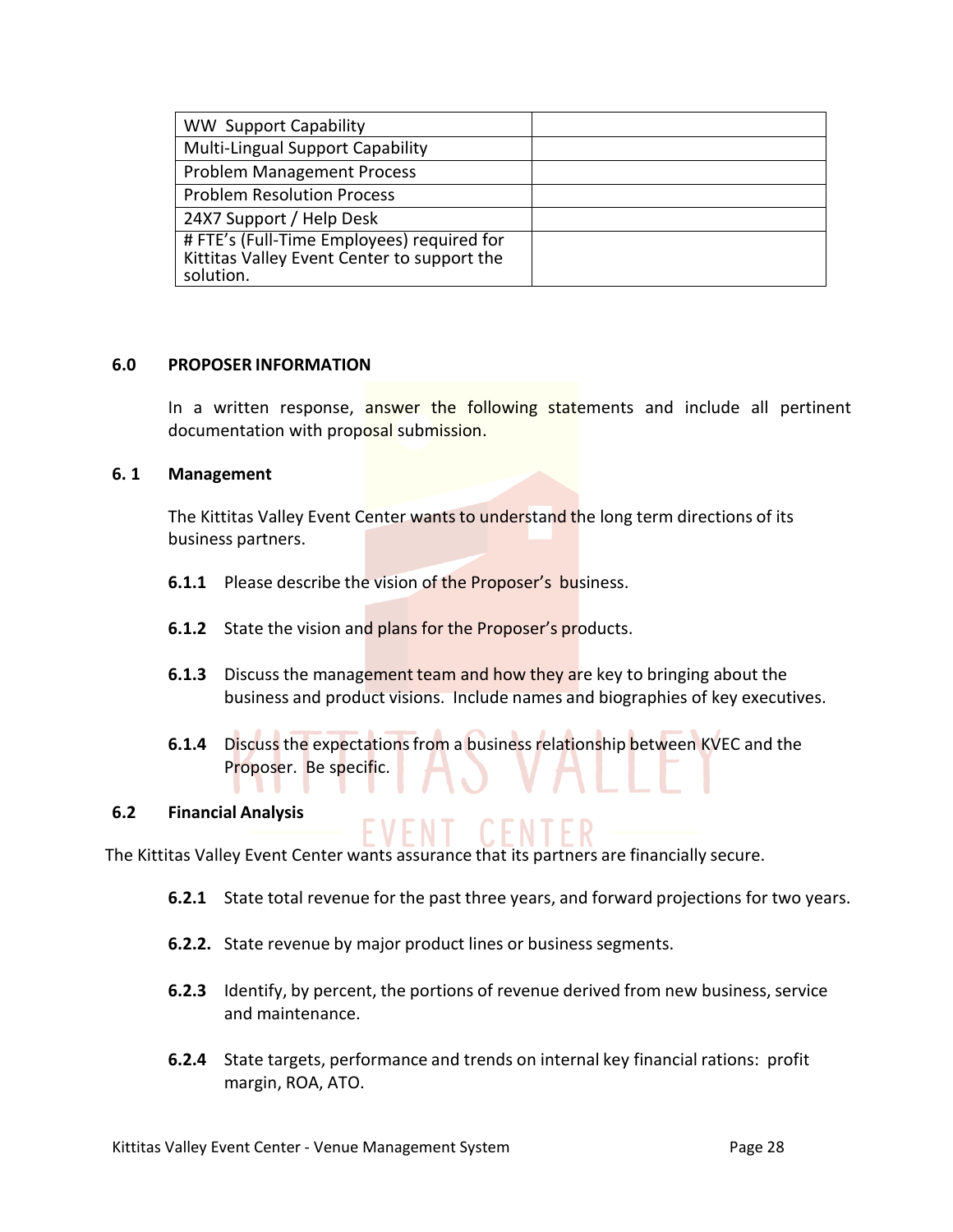| WW Support Capability | |
|---|---|
| Multi-Lingual Support Capability | |
| Problem Management Process | |
| Problem Resolution Process | |
| 24X7 Support / Help Desk | |
| # FTE's (Full-Time Employees) required for Kittitas Valley Event Center to support the solution. | |

## 6.0 PROPOSER INFORMATION

In a written response, answer the following statements and include all pertinent documentation with proposal submission.

### 6. 1 Management

The Kittitas Valley Event Center wants to understand the long term directions of its business partners.

**6.1.1** Please describe the vision of the Proposer's business.

**6.1.2** State the vision and plans for the Proposer's products.

**6.1.3** Discuss the management team and how they are key to bringing about the business and product visions. Include names and biographies of key executives.

**6.1.4** Discuss the expectations from a business relationship between KVEC and the Proposer. Be specific.

### 6.2 Financial Analysis

The Kittitas Valley Event Center wants assurance that its partners are financially secure.

**6.2.1** State total revenue for the past three years, and forward projections for two years.

**6.2.2.** State revenue by major product lines or business segments.

**6.2.3** Identify, by percent, the portions of revenue derived from new business, service and maintenance.

**6.2.4** State targets, performance and trends on internal key financial rations: profit margin, ROA, ATO.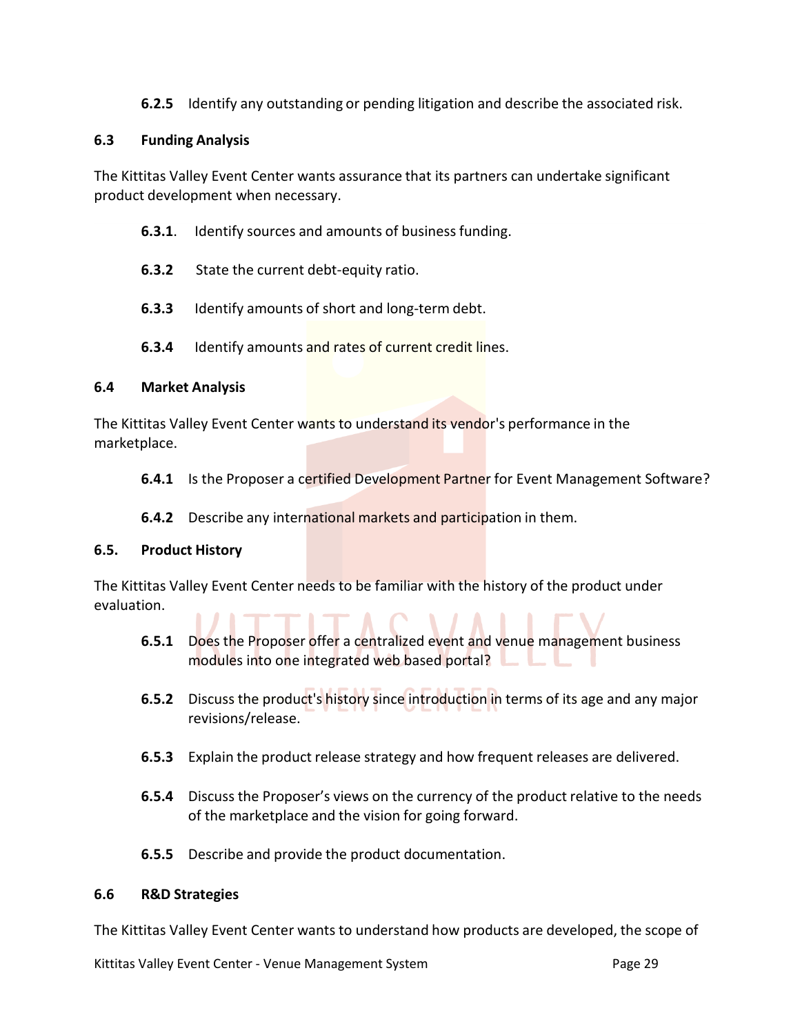**6.2.5** Identify any outstanding or pending litigation and describe the associated risk.

### 6.3 Funding Analysis

The Kittitas Valley Event Center wants assurance that its partners can undertake significant product development when necessary.

**6.3.1**. Identify sources and amounts of business funding.

**6.3.2** State the current debt-equity ratio.

**6.3.3** Identify amounts of short and long-term debt.

**6.3.4** Identify amounts and rates of current credit lines.

### 6.4 Market Analysis

The Kittitas Valley Event Center wants to understand its vendor's performance in the marketplace.

**6.4.1** Is the Proposer a certified Development Partner for Event Management Software?

**6.4.2** Describe any international markets and participation in them.

### 6.5. Product History

The Kittitas Valley Event Center needs to be familiar with the history of the product under evaluation.

**6.5.1** Does the Proposer offer a centralized event and venue management business modules into one integrated web based portal?

**6.5.2** Discuss the product's history since introduction in terms of its age and any major revisions/release.

**6.5.3** Explain the product release strategy and how frequent releases are delivered.

**6.5.4** Discuss the Proposer's views on the currency of the product relative to the needs of the marketplace and the vision for going forward.

**6.5.5** Describe and provide the product documentation.

### 6.6 R&D Strategies

The Kittitas Valley Event Center wants to understand how products are developed, the scope of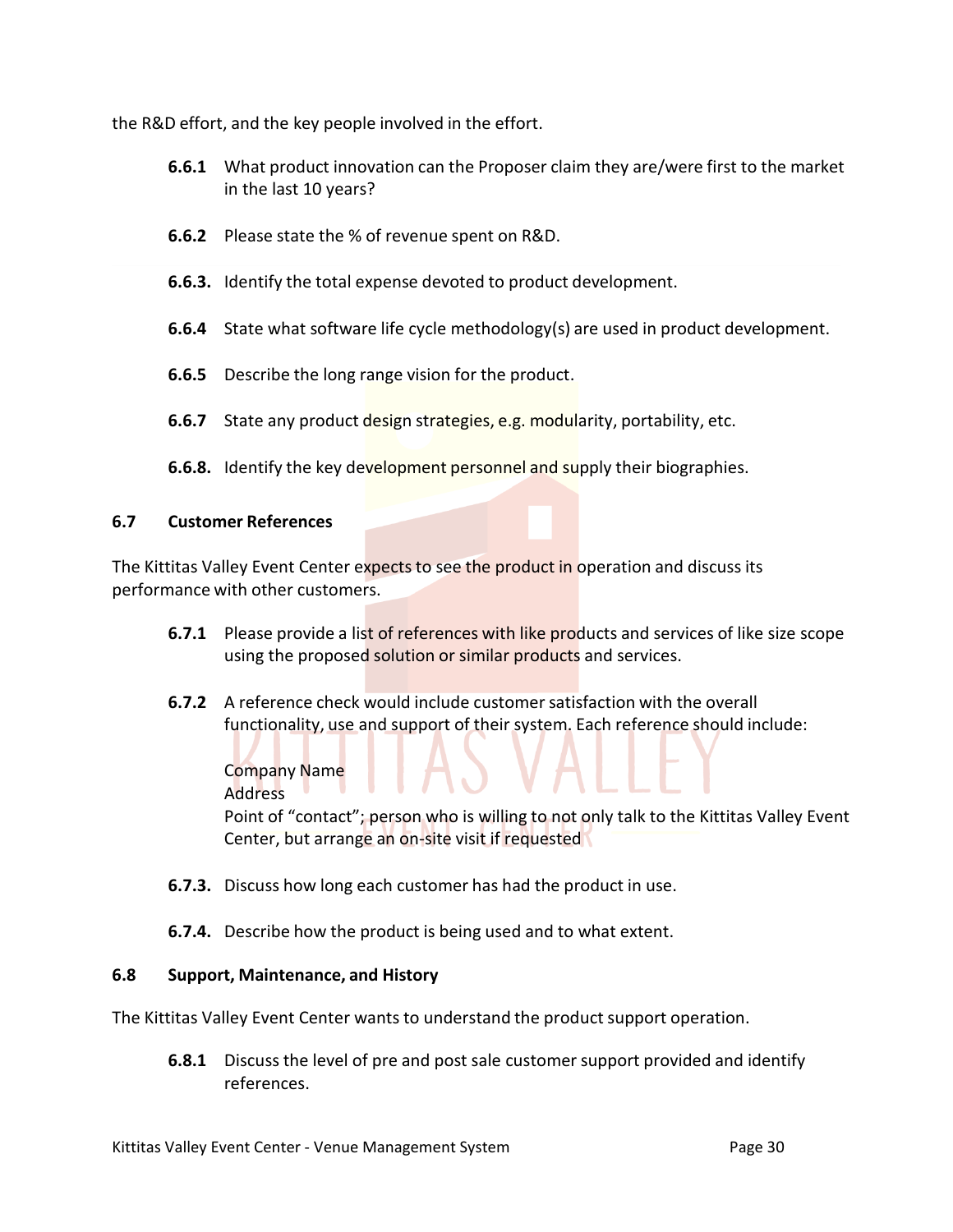the R&D effort, and the key people involved in the effort.

**6.6.1** What product innovation can the Proposer claim they are/were first to the market in the last 10 years?

**6.6.2** Please state the % of revenue spent on R&D.

**6.6.3.** Identify the total expense devoted to product development.

**6.6.4** State what software life cycle methodology(s) are used in product development.

**6.6.5** Describe the long range vision for the product.

**6.6.7** State any product design strategies, e.g. modularity, portability, etc.

**6.6.8.** Identify the key development personnel and supply their biographies.

### 6.7 Customer References

The Kittitas Valley Event Center expects to see the product in operation and discuss its performance with other customers.

**6.7.1** Please provide a list of references with like products and services of like size scope using the proposed solution or similar products and services.

**6.7.2** A reference check would include customer satisfaction with the overall functionality, use and support of their system. Each reference should include:

Company Name
Address
Point of “contact”; person who is willing to not only talk to the Kittitas Valley Event Center, but arrange an on-site visit if requested

**6.7.3.** Discuss how long each customer has had the product in use.

**6.7.4.** Describe how the product is being used and to what extent.

### 6.8 Support, Maintenance, and History

The Kittitas Valley Event Center wants to understand the product support operation.

**6.8.1** Discuss the level of pre and post sale customer support provided and identify references.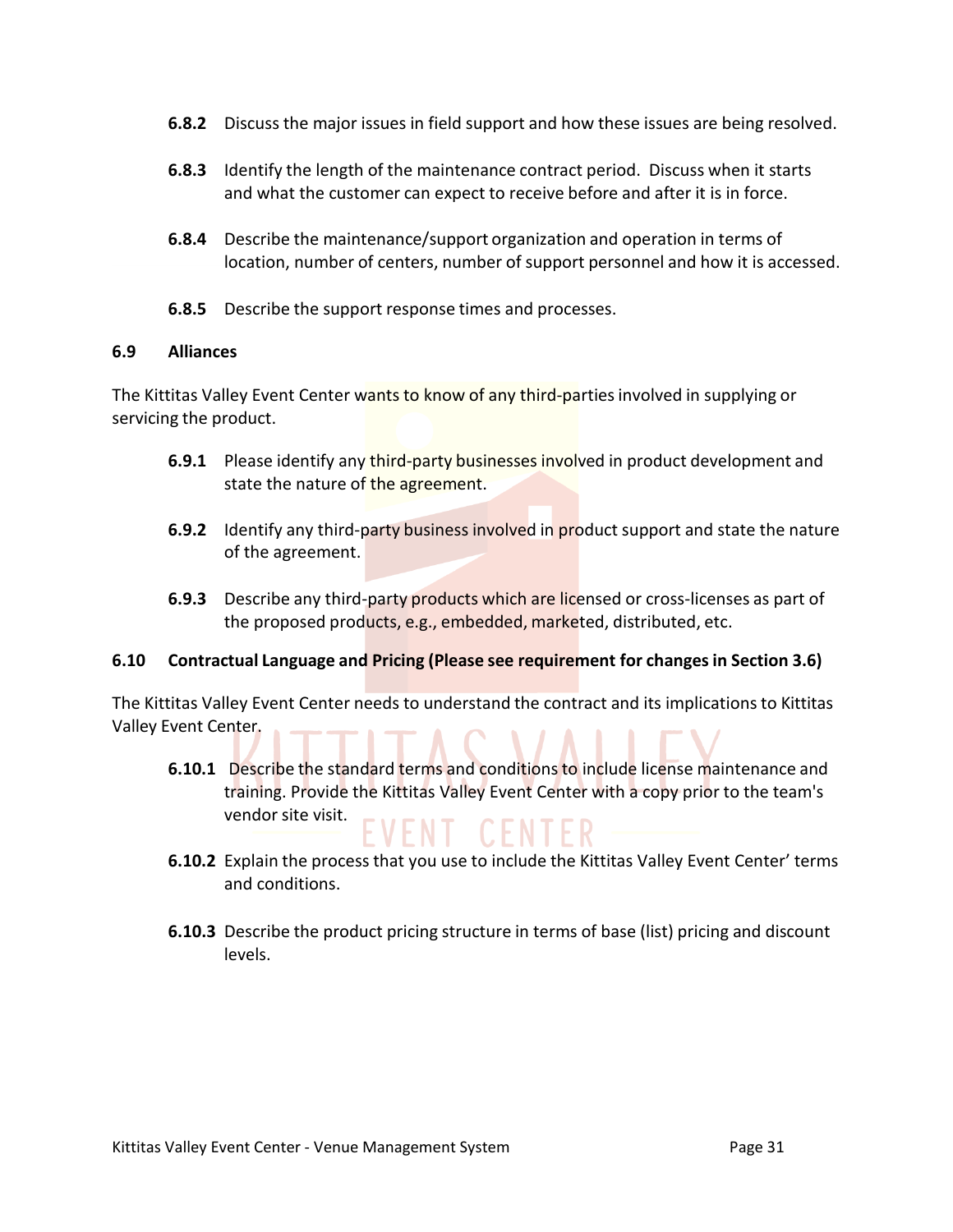**6.8.2** Discuss the major issues in field support and how these issues are being resolved.

**6.8.3** Identify the length of the maintenance contract period. Discuss when it starts and what the customer can expect to receive before and after it is in force.

**6.8.4** Describe the maintenance/support organization and operation in terms of location, number of centers, number of support personnel and how it is accessed.

**6.8.5** Describe the support response times and processes.

### 6.9 Alliances

The Kittitas Valley Event Center wants to know of any third-parties involved in supplying or servicing the product.

**6.9.1** Please identify any third-party businesses involved in product development and state the nature of the agreement.

**6.9.2** Identify any third-party business involved in product support and state the nature of the agreement.

**6.9.3** Describe any third-party products which are licensed or cross-licenses as part of the proposed products, e.g., embedded, marketed, distributed, etc.

### 6.10 Contractual Language and Pricing (Please see requirement for changes in Section 3.6)

The Kittitas Valley Event Center needs to understand the contract and its implications to Kittitas Valley Event Center.

**6.10.1** Describe the standard terms and conditions to include license maintenance and training. Provide the Kittitas Valley Event Center with a copy prior to the team's vendor site visit.

**6.10.2** Explain the process that you use to include the Kittitas Valley Event Center' terms and conditions.

**6.10.3** Describe the product pricing structure in terms of base (list) pricing and discount levels.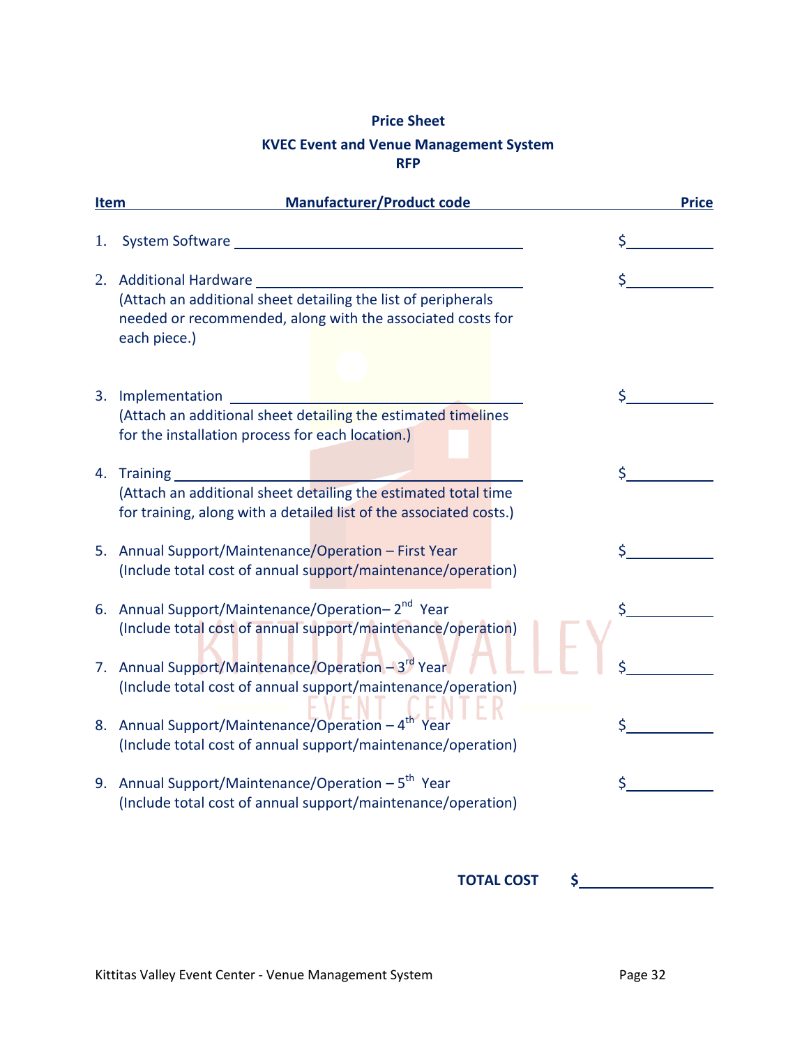**Price Sheet**

**KVEC Event and Venue Management System**
**RFP**

| Item | Manufacturer/Product code | Price |
|---|---|---|
| 1. System Software | | $ |
| 2. Additional Hardware<br>(Attach an additional sheet detailing the list of peripherals needed or recommended, along with the associated costs for each piece.) | | $ |
| 3. Implementation<br>(Attach an additional sheet detailing the estimated timelines for the installation process for each location.) | | $ |
| 4. Training<br>(Attach an additional sheet detailing the estimated total time for training, along with a detailed list of the associated costs.) | | $ |
| 5. Annual Support/Maintenance/Operation – First Year<br>(Include total cost of annual support/maintenance/operation) | | $ |
| 6. Annual Support/Maintenance/Operation– 2nd Year<br>(Include total cost of annual support/maintenance/operation) | | $ |
| 7. Annual Support/Maintenance/Operation – 3rd Year<br>(Include total cost of annual support/maintenance/operation) | | $ |
| 8. Annual Support/Maintenance/Operation – 4th Year<br>(Include total cost of annual support/maintenance/operation) | | $ |
| 9. Annual Support/Maintenance/Operation – 5th Year<br>(Include total cost of annual support/maintenance/operation) | | $ |

**TOTAL COST $\_\_\_\_\_\_\_\_\_\_\_\_\_\_\_\_**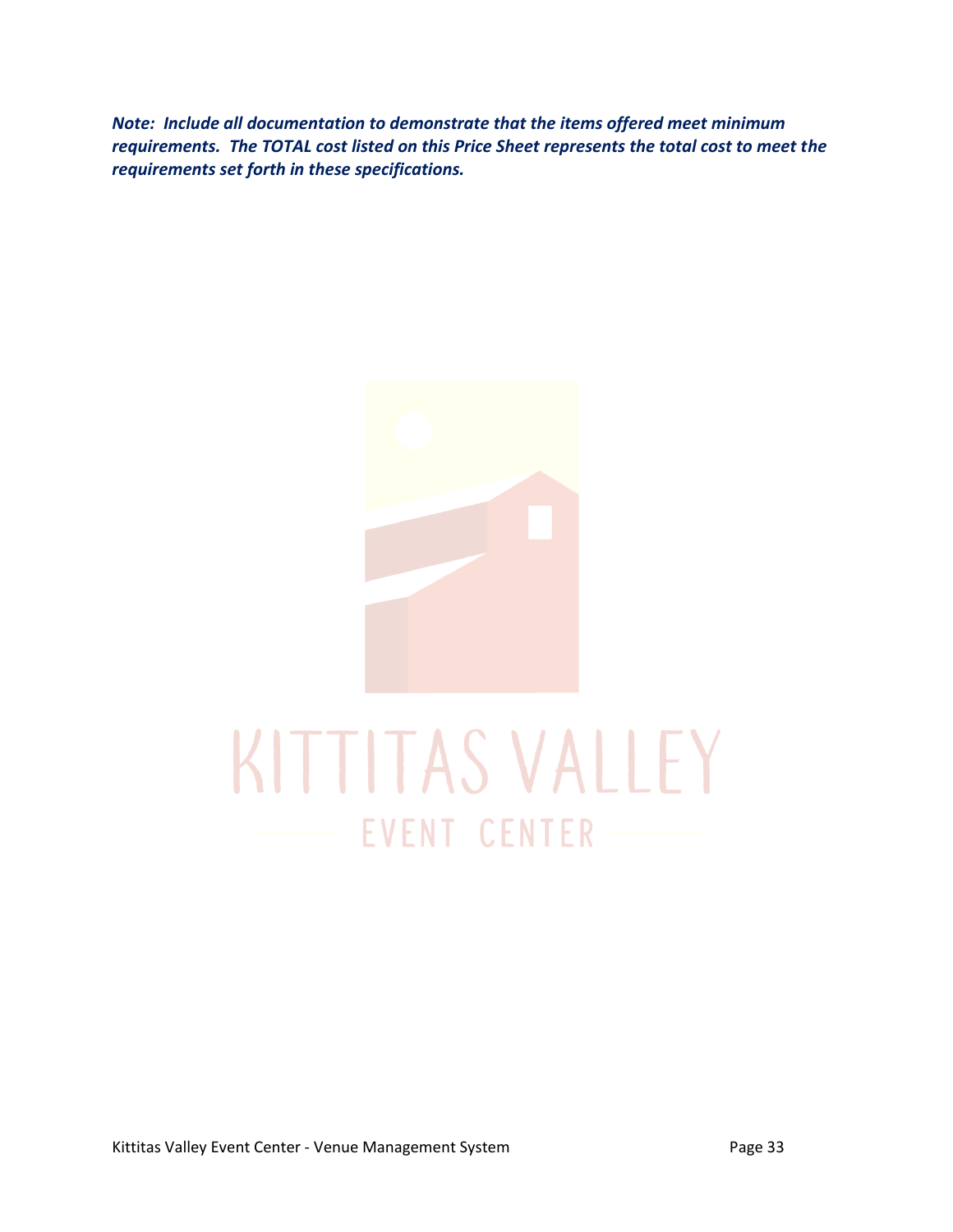***Note: Include all documentation to demonstrate that the items offered meet minimum requirements. The TOTAL cost listed on this Price Sheet represents the total cost to meet the requirements set forth in these specifications.***